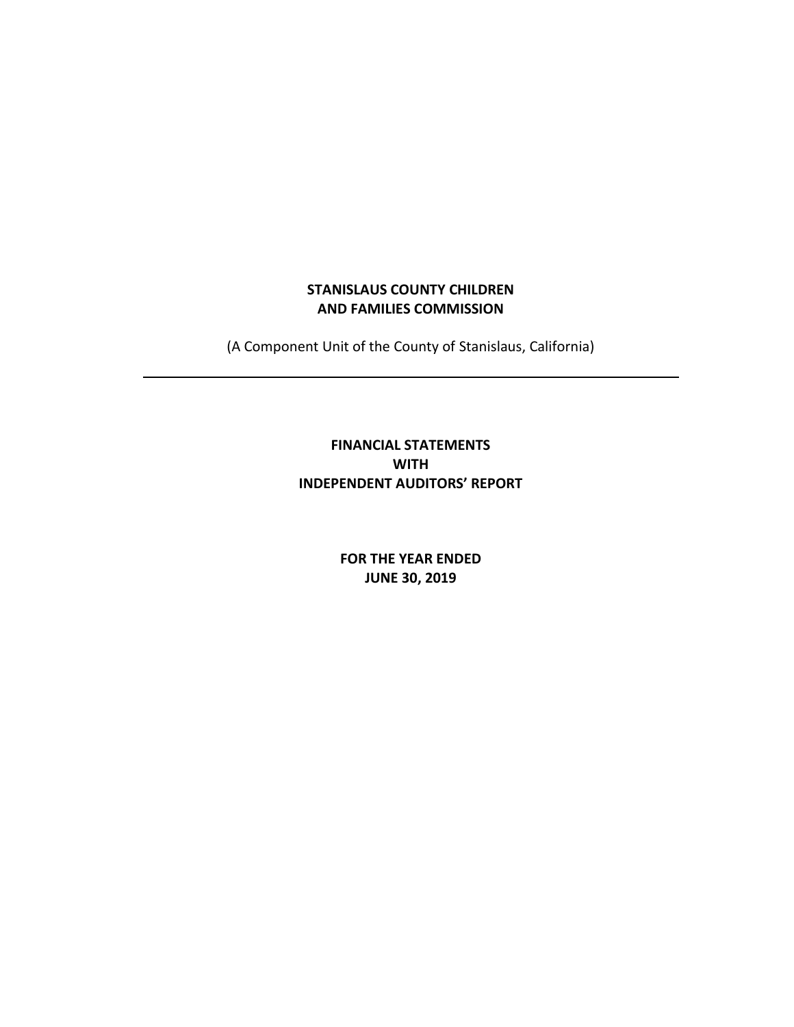# STANISLAUS COUNTY CHILDREN AND FAMILIES COMMISSION

(A Component Unit of the County of Stanislaus, California)

---

## FINANCIAL STATEMENTS
## WITH
## INDEPENDENT AUDITORS' REPORT

**FOR THE YEAR ENDED**
**JUNE 30, 2019**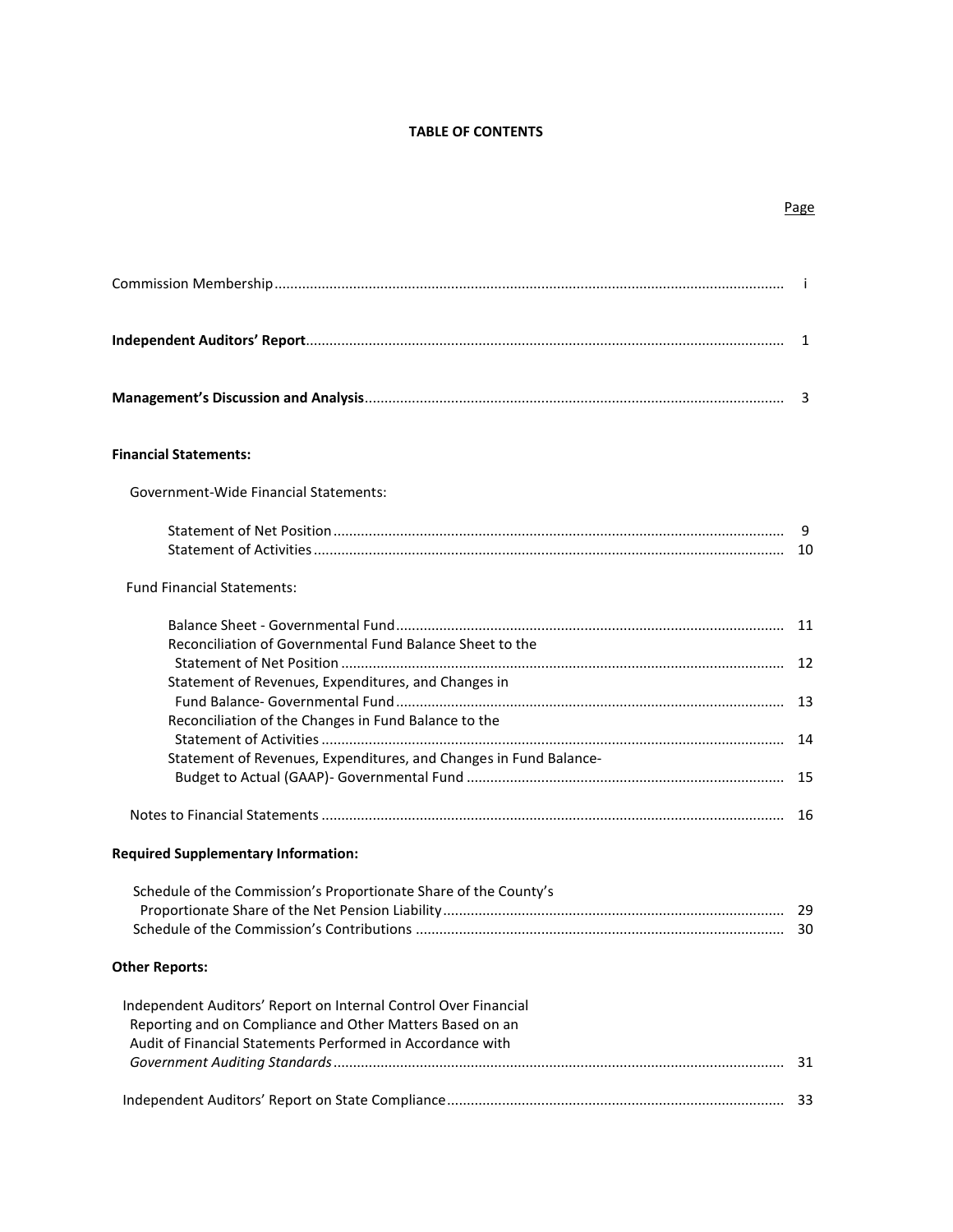# TABLE OF CONTENTS

| | Page |
|---|---|
| Commission Membership | i |
| **Independent Auditors' Report** | 1 |
| **Management's Discussion and Analysis** | 3 |
| **Financial Statements:** | |
| Government-Wide Financial Statements: | |
| Statement of Net Position | 9 |
| Statement of Activities | 10 |
| Fund Financial Statements: | |
| Balance Sheet - Governmental Fund | 11 |
| Reconciliation of Governmental Fund Balance Sheet to the Statement of Net Position | 12 |
| Statement of Revenues, Expenditures, and Changes in Fund Balance- Governmental Fund | 13 |
| Reconciliation of the Changes in Fund Balance to the Statement of Activities | 14 |
| Statement of Revenues, Expenditures, and Changes in Fund Balance- Budget to Actual (GAAP)- Governmental Fund | 15 |
| Notes to Financial Statements | 16 |
| **Required Supplementary Information:** | |
| Schedule of the Commission's Proportionate Share of the County's Proportionate Share of the Net Pension Liability | 29 |
| Schedule of the Commission's Contributions | 30 |
| **Other Reports:** | |
| Independent Auditors' Report on Internal Control Over Financial Reporting and on Compliance and Other Matters Based on an Audit of Financial Statements Performed in Accordance with *Government Auditing Standards* | 31 |
| Independent Auditors' Report on State Compliance | 33 |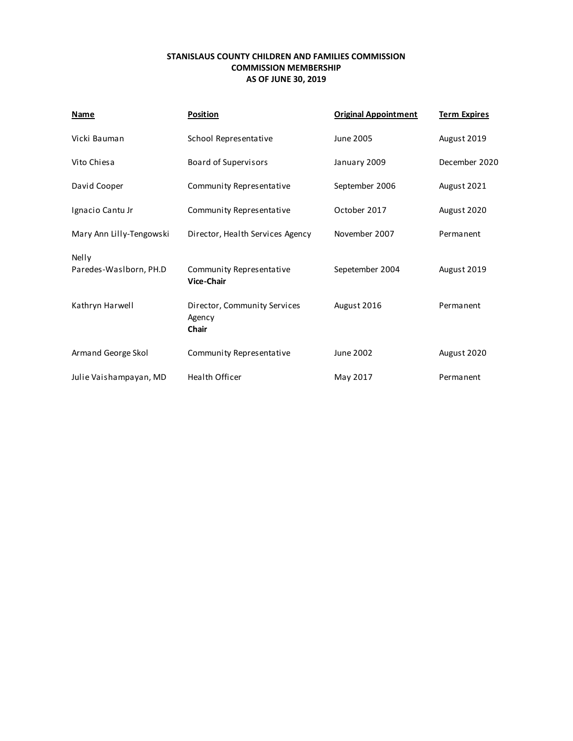**STANISLAUS COUNTY CHILDREN AND FAMILIES COMMISSION**
**COMMISSION MEMBERSHIP**
**AS OF JUNE 30, 2019**

| Name | Position | Original Appointment | Term Expires |
|---|---|---|---|
| Vicki Bauman | School Representative | June 2005 | August 2019 |
| Vito Chiesa | Board of Supervisors | January 2009 | December 2020 |
| David Cooper | Community Representative | September 2006 | August 2021 |
| Ignacio Cantu Jr | Community Representative | October 2017 | August 2020 |
| Mary Ann Lilly-Tengowski | Director, Health Services Agency | November 2007 | Permanent |
| Nelly Paredes-Waslborn, PH.D | Community Representative **Vice-Chair** | Sepetember 2004 | August 2019 |
| Kathryn Harwell | Director, Community Services Agency **Chair** | August 2016 | Permanent |
| Armand George Skol | Community Representative | June 2002 | August 2020 |
| Julie Vaishampayan, MD | Health Officer | May 2017 | Permanent |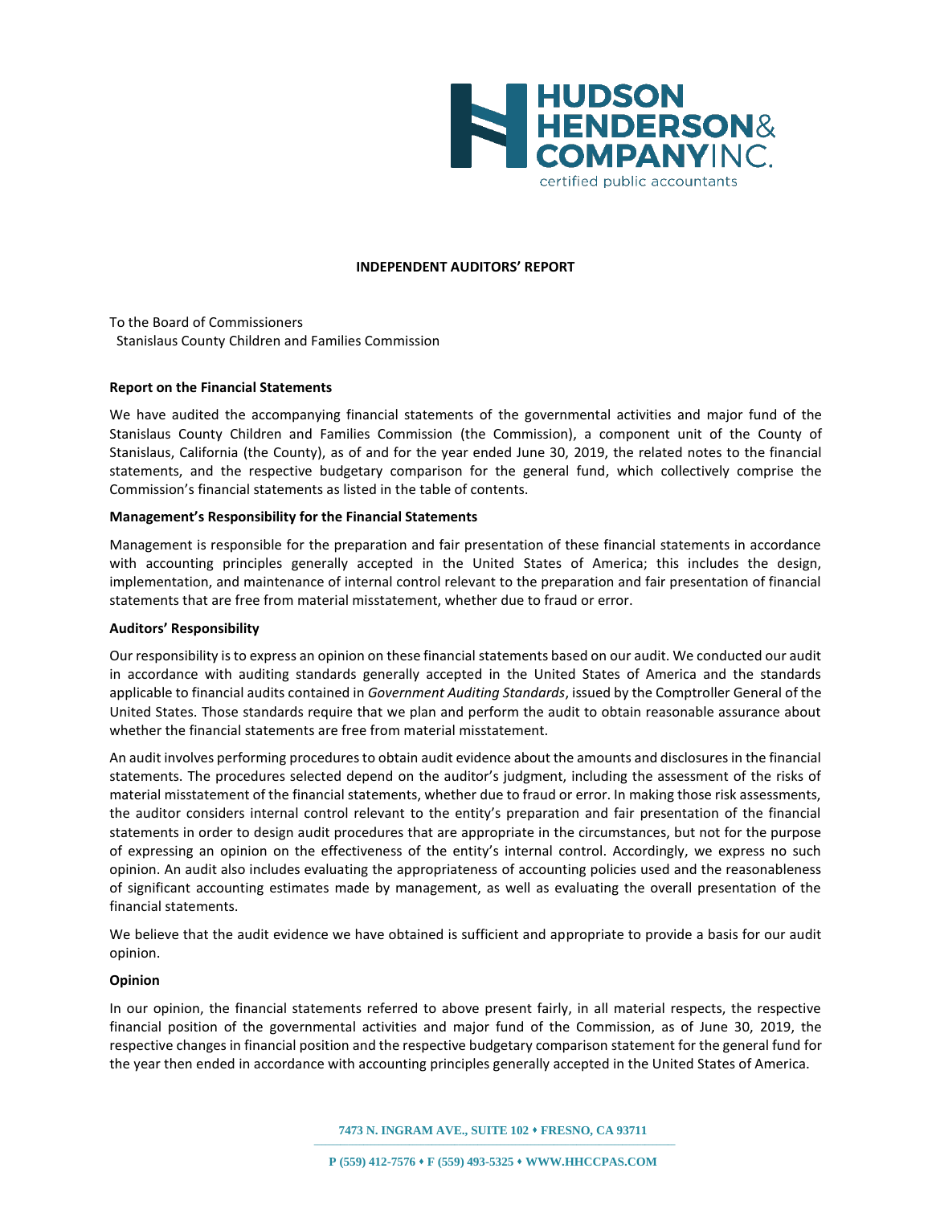# INDEPENDENT AUDITORS' REPORT

To the Board of Commissioners
Stanislaus County Children and Families Commission

**Report on the Financial Statements**

We have audited the accompanying financial statements of the governmental activities and major fund of the Stanislaus County Children and Families Commission (the Commission), a component unit of the County of Stanislaus, California (the County), as of and for the year ended June 30, 2019, the related notes to the financial statements, and the respective budgetary comparison for the general fund, which collectively comprise the Commission's financial statements as listed in the table of contents.

**Management's Responsibility for the Financial Statements**

Management is responsible for the preparation and fair presentation of these financial statements in accordance with accounting principles generally accepted in the United States of America; this includes the design, implementation, and maintenance of internal control relevant to the preparation and fair presentation of financial statements that are free from material misstatement, whether due to fraud or error.

**Auditors' Responsibility**

Our responsibility is to express an opinion on these financial statements based on our audit. We conducted our audit in accordance with auditing standards generally accepted in the United States of America and the standards applicable to financial audits contained in *Government Auditing Standards*, issued by the Comptroller General of the United States. Those standards require that we plan and perform the audit to obtain reasonable assurance about whether the financial statements are free from material misstatement.

An audit involves performing procedures to obtain audit evidence about the amounts and disclosures in the financial statements. The procedures selected depend on the auditor's judgment, including the assessment of the risks of material misstatement of the financial statements, whether due to fraud or error. In making those risk assessments, the auditor considers internal control relevant to the entity's preparation and fair presentation of the financial statements in order to design audit procedures that are appropriate in the circumstances, but not for the purpose of expressing an opinion on the effectiveness of the entity's internal control. Accordingly, we express no such opinion. An audit also includes evaluating the appropriateness of accounting policies used and the reasonableness of significant accounting estimates made by management, as well as evaluating the overall presentation of the financial statements.

We believe that the audit evidence we have obtained is sufficient and appropriate to provide a basis for our audit opinion.

**Opinion**

In our opinion, the financial statements referred to above present fairly, in all material respects, the respective financial position of the governmental activities and major fund of the Commission, as of June 30, 2019, the respective changes in financial position and the respective budgetary comparison statement for the general fund for the year then ended in accordance with accounting principles generally accepted in the United States of America.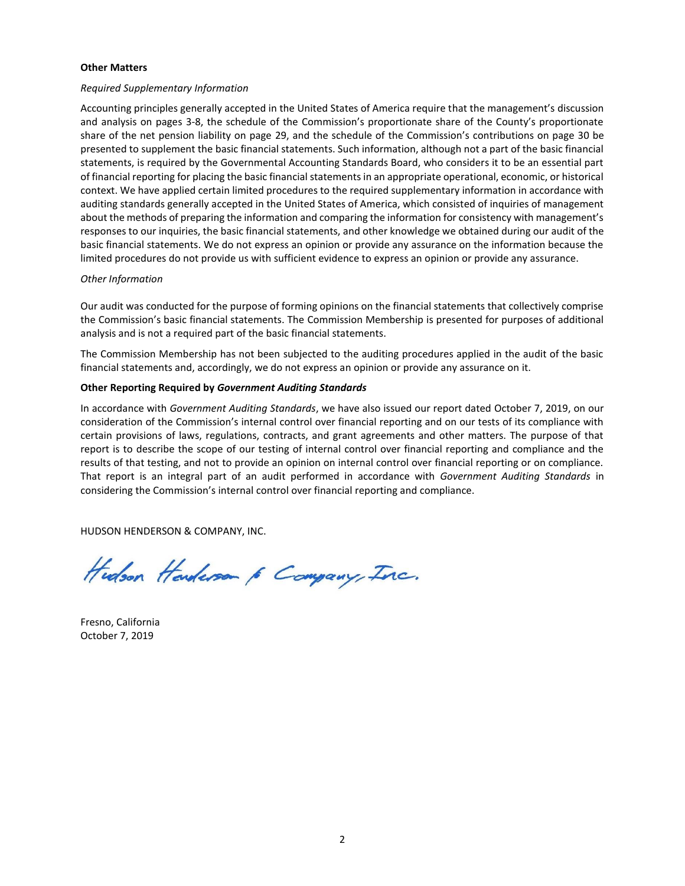**Other Matters**

*Required Supplementary Information*

Accounting principles generally accepted in the United States of America require that the management's discussion and analysis on pages 3-8, the schedule of the Commission's proportionate share of the County's proportionate share of the net pension liability on page 29, and the schedule of the Commission's contributions on page 30 be presented to supplement the basic financial statements. Such information, although not a part of the basic financial statements, is required by the Governmental Accounting Standards Board, who considers it to be an essential part of financial reporting for placing the basic financial statements in an appropriate operational, economic, or historical context. We have applied certain limited procedures to the required supplementary information in accordance with auditing standards generally accepted in the United States of America, which consisted of inquiries of management about the methods of preparing the information and comparing the information for consistency with management's responses to our inquiries, the basic financial statements, and other knowledge we obtained during our audit of the basic financial statements. We do not express an opinion or provide any assurance on the information because the limited procedures do not provide us with sufficient evidence to express an opinion or provide any assurance.

*Other Information*

Our audit was conducted for the purpose of forming opinions on the financial statements that collectively comprise the Commission's basic financial statements. The Commission Membership is presented for purposes of additional analysis and is not a required part of the basic financial statements.

The Commission Membership has not been subjected to the auditing procedures applied in the audit of the basic financial statements and, accordingly, we do not express an opinion or provide any assurance on it.

**Other Reporting Required by *Government Auditing Standards***

In accordance with *Government Auditing Standards*, we have also issued our report dated October 7, 2019, on our consideration of the Commission's internal control over financial reporting and on our tests of its compliance with certain provisions of laws, regulations, contracts, and grant agreements and other matters. The purpose of that report is to describe the scope of our testing of internal control over financial reporting and compliance and the results of that testing, and not to provide an opinion on internal control over financial reporting or on compliance. That report is an integral part of an audit performed in accordance with *Government Auditing Standards* in considering the Commission's internal control over financial reporting and compliance.

HUDSON HENDERSON & COMPANY, INC.

Hudson Henderson & Company, Inc.

Fresno, California
October 7, 2019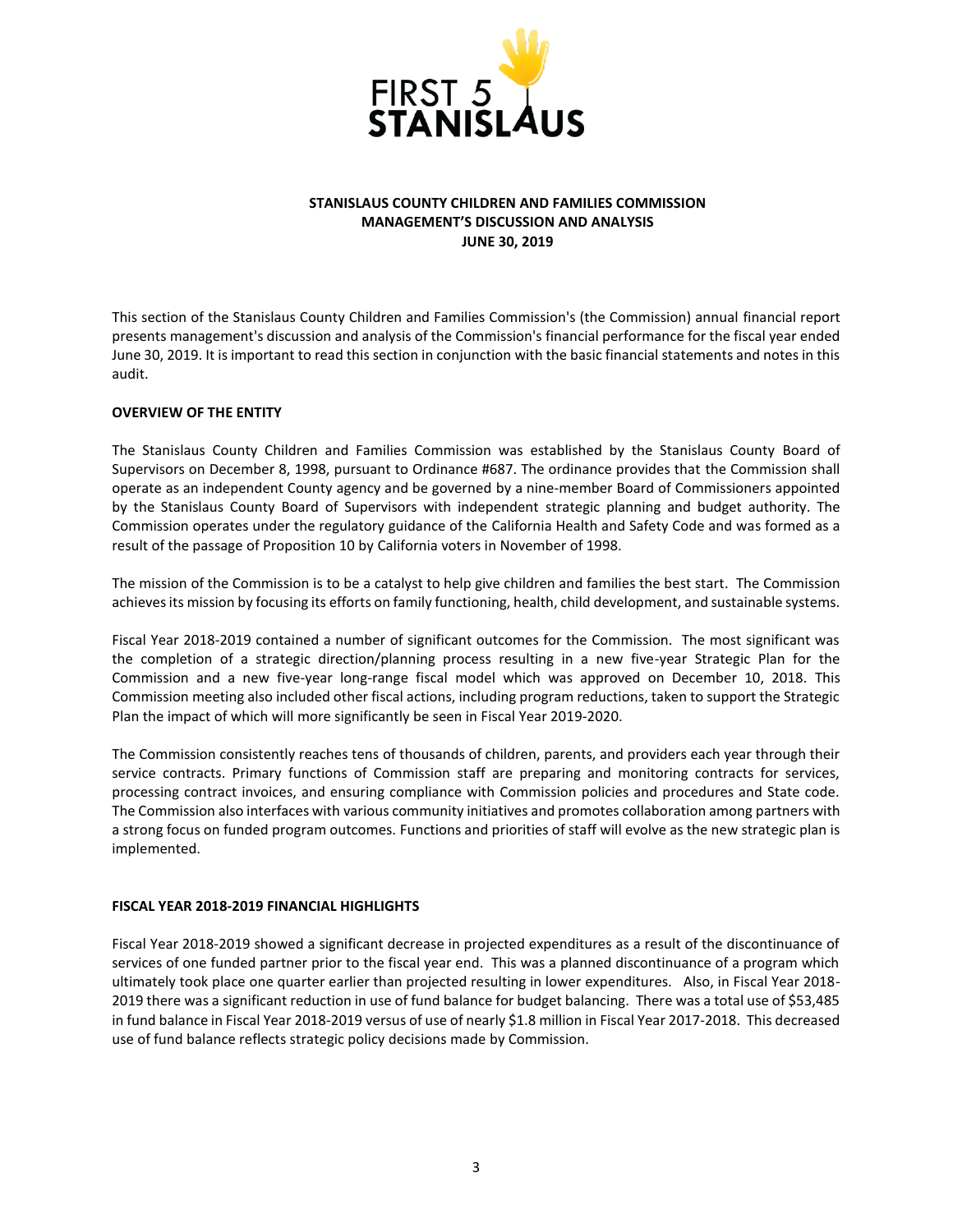FIRST 5 STANISLAUS

**STANISLAUS COUNTY CHILDREN AND FAMILIES COMMISSION**
**MANAGEMENT'S DISCUSSION AND ANALYSIS**
**JUNE 30, 2019**

This section of the Stanislaus County Children and Families Commission's (the Commission) annual financial report presents management's discussion and analysis of the Commission's financial performance for the fiscal year ended June 30, 2019. It is important to read this section in conjunction with the basic financial statements and notes in this audit.

**OVERVIEW OF THE ENTITY**

The Stanislaus County Children and Families Commission was established by the Stanislaus County Board of Supervisors on December 8, 1998, pursuant to Ordinance #687. The ordinance provides that the Commission shall operate as an independent County agency and be governed by a nine-member Board of Commissioners appointed by the Stanislaus County Board of Supervisors with independent strategic planning and budget authority. The Commission operates under the regulatory guidance of the California Health and Safety Code and was formed as a result of the passage of Proposition 10 by California voters in November of 1998.

The mission of the Commission is to be a catalyst to help give children and families the best start. The Commission achieves its mission by focusing its efforts on family functioning, health, child development, and sustainable systems.

Fiscal Year 2018-2019 contained a number of significant outcomes for the Commission. The most significant was the completion of a strategic direction/planning process resulting in a new five-year Strategic Plan for the Commission and a new five-year long-range fiscal model which was approved on December 10, 2018. This Commission meeting also included other fiscal actions, including program reductions, taken to support the Strategic Plan the impact of which will more significantly be seen in Fiscal Year 2019-2020.

The Commission consistently reaches tens of thousands of children, parents, and providers each year through their service contracts. Primary functions of Commission staff are preparing and monitoring contracts for services, processing contract invoices, and ensuring compliance with Commission policies and procedures and State code. The Commission also interfaces with various community initiatives and promotes collaboration among partners with a strong focus on funded program outcomes. Functions and priorities of staff will evolve as the new strategic plan is implemented.

**FISCAL YEAR 2018-2019 FINANCIAL HIGHLIGHTS**

Fiscal Year 2018-2019 showed a significant decrease in projected expenditures as a result of the discontinuance of services of one funded partner prior to the fiscal year end. This was a planned discontinuance of a program which ultimately took place one quarter earlier than projected resulting in lower expenditures. Also, in Fiscal Year 2018-2019 there was a significant reduction in use of fund balance for budget balancing. There was a total use of $53,485 in fund balance in Fiscal Year 2018-2019 versus of use of nearly $1.8 million in Fiscal Year 2017-2018. This decreased use of fund balance reflects strategic policy decisions made by Commission.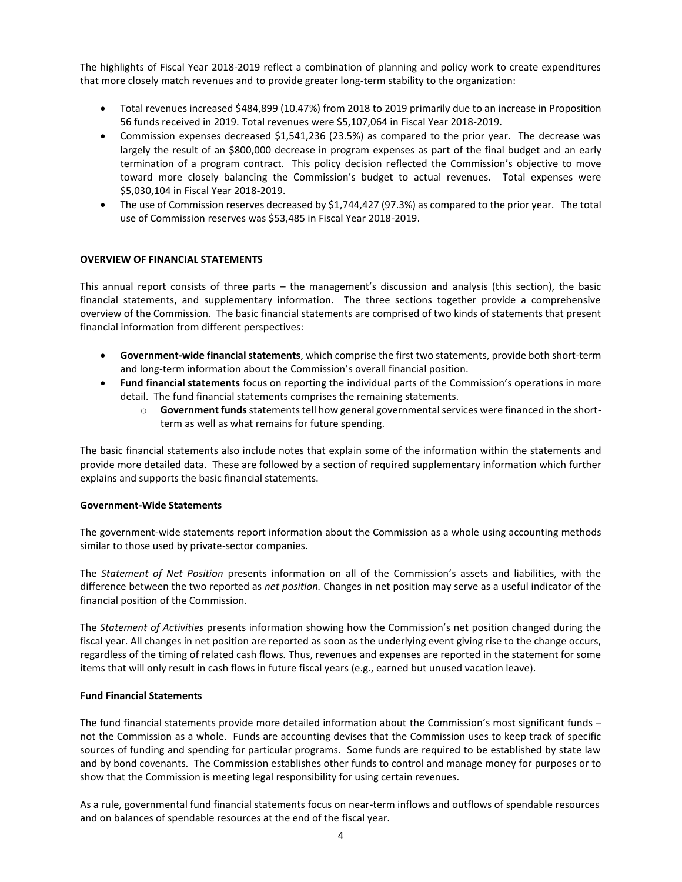The highlights of Fiscal Year 2018-2019 reflect a combination of planning and policy work to create expenditures that more closely match revenues and to provide greater long-term stability to the organization:

- Total revenues increased $484,899 (10.47%) from 2018 to 2019 primarily due to an increase in Proposition 56 funds received in 2019. Total revenues were $5,107,064 in Fiscal Year 2018-2019.
- Commission expenses decreased $1,541,236 (23.5%) as compared to the prior year. The decrease was largely the result of an $800,000 decrease in program expenses as part of the final budget and an early termination of a program contract. This policy decision reflected the Commission's objective to move toward more closely balancing the Commission's budget to actual revenues. Total expenses were $5,030,104 in Fiscal Year 2018-2019.
- The use of Commission reserves decreased by $1,744,427 (97.3%) as compared to the prior year. The total use of Commission reserves was $53,485 in Fiscal Year 2018-2019.

**OVERVIEW OF FINANCIAL STATEMENTS**

This annual report consists of three parts – the management's discussion and analysis (this section), the basic financial statements, and supplementary information. The three sections together provide a comprehensive overview of the Commission. The basic financial statements are comprised of two kinds of statements that present financial information from different perspectives:

- **Government-wide financial statements**, which comprise the first two statements, provide both short-term and long-term information about the Commission's overall financial position.
- **Fund financial statements** focus on reporting the individual parts of the Commission's operations in more detail. The fund financial statements comprises the remaining statements.
  - **Government funds** statements tell how general governmental services were financed in the short-term as well as what remains for future spending.

The basic financial statements also include notes that explain some of the information within the statements and provide more detailed data. These are followed by a section of required supplementary information which further explains and supports the basic financial statements.

**Government-Wide Statements**

The government-wide statements report information about the Commission as a whole using accounting methods similar to those used by private-sector companies.

The *Statement of Net Position* presents information on all of the Commission's assets and liabilities, with the difference between the two reported as *net position.* Changes in net position may serve as a useful indicator of the financial position of the Commission.

The *Statement of Activities* presents information showing how the Commission's net position changed during the fiscal year. All changes in net position are reported as soon as the underlying event giving rise to the change occurs, regardless of the timing of related cash flows. Thus, revenues and expenses are reported in the statement for some items that will only result in cash flows in future fiscal years (e.g., earned but unused vacation leave).

**Fund Financial Statements**

The fund financial statements provide more detailed information about the Commission's most significant funds – not the Commission as a whole. Funds are accounting devises that the Commission uses to keep track of specific sources of funding and spending for particular programs. Some funds are required to be established by state law and by bond covenants. The Commission establishes other funds to control and manage money for purposes or to show that the Commission is meeting legal responsibility for using certain revenues.

As a rule, governmental fund financial statements focus on near-term inflows and outflows of spendable resources and on balances of spendable resources at the end of the fiscal year.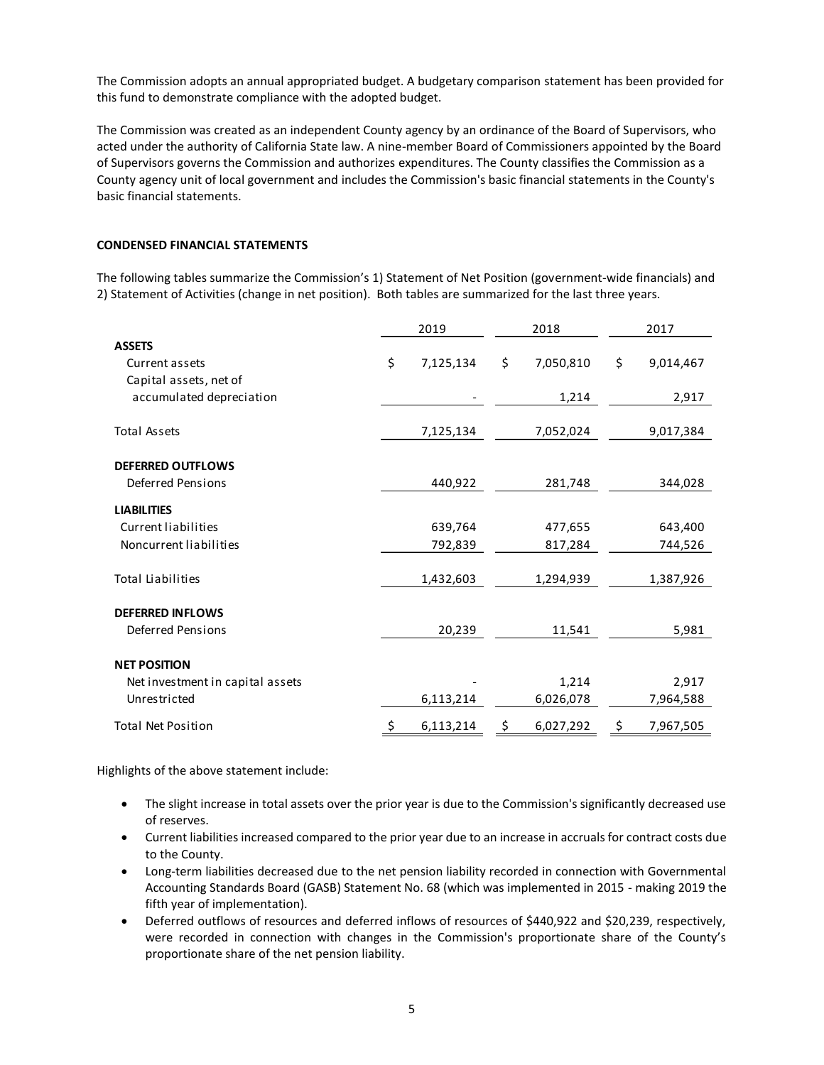The Commission adopts an annual appropriated budget. A budgetary comparison statement has been provided for this fund to demonstrate compliance with the adopted budget.

The Commission was created as an independent County agency by an ordinance of the Board of Supervisors, who acted under the authority of California State law. A nine-member Board of Commissioners appointed by the Board of Supervisors governs the Commission and authorizes expenditures. The County classifies the Commission as a County agency unit of local government and includes the Commission's basic financial statements in the County's basic financial statements.

**CONDENSED FINANCIAL STATEMENTS**

The following tables summarize the Commission's 1) Statement of Net Position (government-wide financials) and 2) Statement of Activities (change in net position). Both tables are summarized for the last three years.

| | 2019 | 2018 | 2017 |
|---|---|---|---|
| **ASSETS** | | | |
| Current assets | $ 7,125,134 | $ 7,050,810 | $ 9,014,467 |
| Capital assets, net of accumulated depreciation | - | 1,214 | 2,917 |
| Total Assets | 7,125,134 | 7,052,024 | 9,017,384 |
| **DEFERRED OUTFLOWS** | | | |
| Deferred Pensions | 440,922 | 281,748 | 344,028 |
| **LIABILITIES** | | | |
| Current liabilities | 639,764 | 477,655 | 643,400 |
| Noncurrent liabilities | 792,839 | 817,284 | 744,526 |
| Total Liabilities | 1,432,603 | 1,294,939 | 1,387,926 |
| **DEFERRED INFLOWS** | | | |
| Deferred Pensions | 20,239 | 11,541 | 5,981 |
| **NET POSITION** | | | |
| Net investment in capital assets | - | 1,214 | 2,917 |
| Unrestricted | 6,113,214 | 6,026,078 | 7,964,588 |
| Total Net Position | $ 6,113,214 | $ 6,027,292 | $ 7,967,505 |

Highlights of the above statement include:

- The slight increase in total assets over the prior year is due to the Commission's significantly decreased use of reserves.
- Current liabilities increased compared to the prior year due to an increase in accruals for contract costs due to the County.
- Long-term liabilities decreased due to the net pension liability recorded in connection with Governmental Accounting Standards Board (GASB) Statement No. 68 (which was implemented in 2015 - making 2019 the fifth year of implementation).
- Deferred outflows of resources and deferred inflows of resources of $440,922 and $20,239, respectively, were recorded in connection with changes in the Commission's proportionate share of the County's proportionate share of the net pension liability.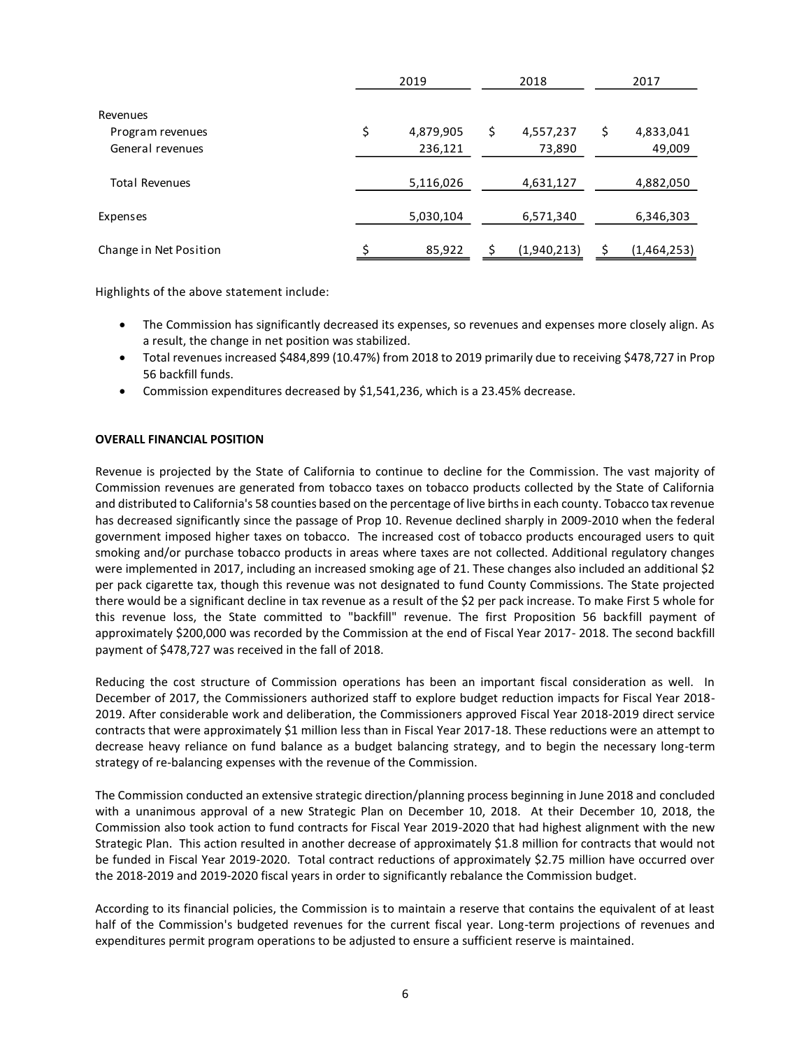| | 2019 | 2018 | 2017 |
|---|---|---|---|
| Revenues | | | |
| Program revenues | $ 4,879,905 | $ 4,557,237 | $ 4,833,041 |
| General revenues | 236,121 | 73,890 | 49,009 |
| Total Revenues | 5,116,026 | 4,631,127 | 4,882,050 |
| Expenses | 5,030,104 | 6,571,340 | 6,346,303 |
| Change in Net Position | $ 85,922 | $ (1,940,213) | $ (1,464,253) |

Highlights of the above statement include:

- The Commission has significantly decreased its expenses, so revenues and expenses more closely align. As a result, the change in net position was stabilized.
- Total revenues increased $484,899 (10.47%) from 2018 to 2019 primarily due to receiving $478,727 in Prop 56 backfill funds.
- Commission expenditures decreased by $1,541,236, which is a 23.45% decrease.

**OVERALL FINANCIAL POSITION**

Revenue is projected by the State of California to continue to decline for the Commission. The vast majority of Commission revenues are generated from tobacco taxes on tobacco products collected by the State of California and distributed to California's 58 counties based on the percentage of live births in each county. Tobacco tax revenue has decreased significantly since the passage of Prop 10. Revenue declined sharply in 2009-2010 when the federal government imposed higher taxes on tobacco. The increased cost of tobacco products encouraged users to quit smoking and/or purchase tobacco products in areas where taxes are not collected. Additional regulatory changes were implemented in 2017, including an increased smoking age of 21. These changes also included an additional $2 per pack cigarette tax, though this revenue was not designated to fund County Commissions. The State projected there would be a significant decline in tax revenue as a result of the $2 per pack increase. To make First 5 whole for this revenue loss, the State committed to "backfill" revenue. The first Proposition 56 backfill payment of approximately $200,000 was recorded by the Commission at the end of Fiscal Year 2017- 2018. The second backfill payment of $478,727 was received in the fall of 2018.

Reducing the cost structure of Commission operations has been an important fiscal consideration as well. In December of 2017, the Commissioners authorized staff to explore budget reduction impacts for Fiscal Year 2018-2019. After considerable work and deliberation, the Commissioners approved Fiscal Year 2018-2019 direct service contracts that were approximately $1 million less than in Fiscal Year 2017-18. These reductions were an attempt to decrease heavy reliance on fund balance as a budget balancing strategy, and to begin the necessary long-term strategy of re-balancing expenses with the revenue of the Commission.

The Commission conducted an extensive strategic direction/planning process beginning in June 2018 and concluded with a unanimous approval of a new Strategic Plan on December 10, 2018. At their December 10, 2018, the Commission also took action to fund contracts for Fiscal Year 2019-2020 that had highest alignment with the new Strategic Plan. This action resulted in another decrease of approximately $1.8 million for contracts that would not be funded in Fiscal Year 2019-2020. Total contract reductions of approximately $2.75 million have occurred over the 2018-2019 and 2019-2020 fiscal years in order to significantly rebalance the Commission budget.

According to its financial policies, the Commission is to maintain a reserve that contains the equivalent of at least half of the Commission's budgeted revenues for the current fiscal year. Long-term projections of revenues and expenditures permit program operations to be adjusted to ensure a sufficient reserve is maintained.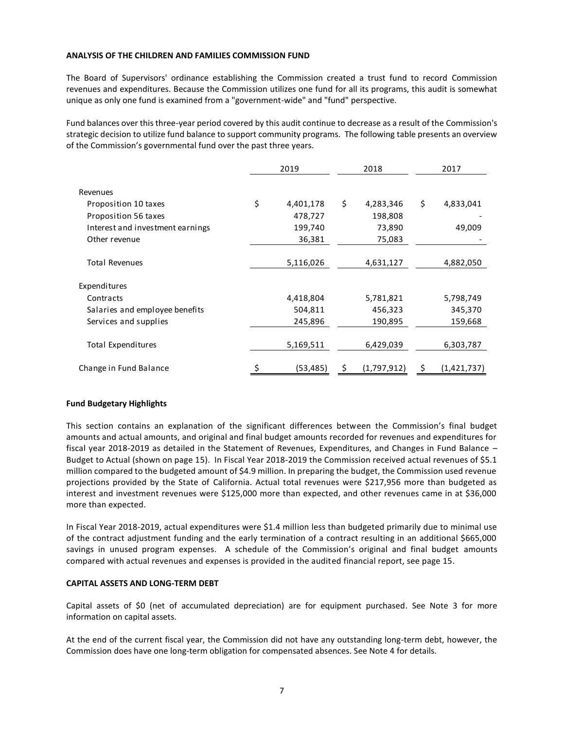**ANALYSIS OF THE CHILDREN AND FAMILIES COMMISSION FUND**

The Board of Supervisors' ordinance establishing the Commission created a trust fund to record Commission revenues and expenditures. Because the Commission utilizes one fund for all its programs, this audit is somewhat unique as only one fund is examined from a "government-wide" and "fund" perspective.

Fund balances over this three-year period covered by this audit continue to decrease as a result of the Commission's strategic decision to utilize fund balance to support community programs. The following table presents an overview of the Commission's governmental fund over the past three years.

| | 2019 | 2018 | 2017 |
|---|---|---|---|
| Revenues | | | |
| Proposition 10 taxes | $ 4,401,178 | $ 4,283,346 | $ 4,833,041 |
| Proposition 56 taxes | 478,727 | 198,808 | - |
| Interest and investment earnings | 199,740 | 73,890 | 49,009 |
| Other revenue | 36,381 | 75,083 | - |
| Total Revenues | 5,116,026 | 4,631,127 | 4,882,050 |
| Expenditures | | | |
| Contracts | 4,418,804 | 5,781,821 | 5,798,749 |
| Salaries and employee benefits | 504,811 | 456,323 | 345,370 |
| Services and supplies | 245,896 | 190,895 | 159,668 |
| Total Expenditures | 5,169,511 | 6,429,039 | 6,303,787 |
| Change in Fund Balance | $ (53,485) | $ (1,797,912) | $ (1,421,737) |

**Fund Budgetary Highlights**

This section contains an explanation of the significant differences between the Commission's final budget amounts and actual amounts, and original and final budget amounts recorded for revenues and expenditures for fiscal year 2018-2019 as detailed in the Statement of Revenues, Expenditures, and Changes in Fund Balance – Budget to Actual (shown on page 15). In Fiscal Year 2018-2019 the Commission received actual revenues of $5.1 million compared to the budgeted amount of $4.9 million. In preparing the budget, the Commission used revenue projections provided by the State of California. Actual total revenues were $217,956 more than budgeted as interest and investment revenues were $125,000 more than expected, and other revenues came in at $36,000 more than expected.

In Fiscal Year 2018-2019, actual expenditures were $1.4 million less than budgeted primarily due to minimal use of the contract adjustment funding and the early termination of a contract resulting in an additional $665,000 savings in unused program expenses. A schedule of the Commission's original and final budget amounts compared with actual revenues and expenses is provided in the audited financial report, see page 15.

**CAPITAL ASSETS AND LONG-TERM DEBT**

Capital assets of $0 (net of accumulated depreciation) are for equipment purchased. See Note 3 for more information on capital assets.

At the end of the current fiscal year, the Commission did not have any outstanding long-term debt, however, the Commission does have one long-term obligation for compensated absences. See Note 4 for details.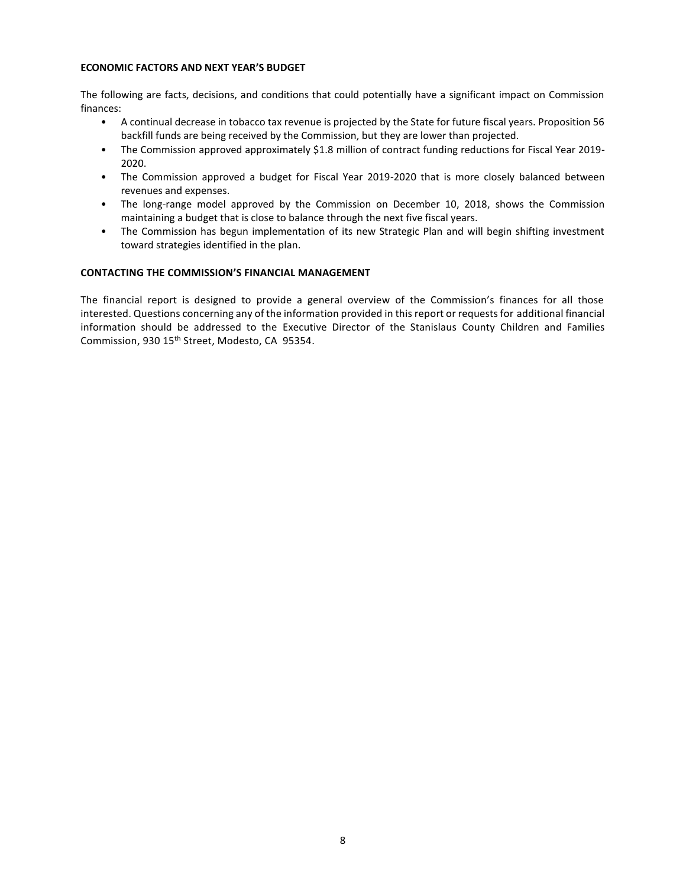## ECONOMIC FACTORS AND NEXT YEAR'S BUDGET

The following are facts, decisions, and conditions that could potentially have a significant impact on Commission finances:

- A continual decrease in tobacco tax revenue is projected by the State for future fiscal years. Proposition 56 backfill funds are being received by the Commission, but they are lower than projected.
- The Commission approved approximately $1.8 million of contract funding reductions for Fiscal Year 2019-2020.
- The Commission approved a budget for Fiscal Year 2019-2020 that is more closely balanced between revenues and expenses.
- The long-range model approved by the Commission on December 10, 2018, shows the Commission maintaining a budget that is close to balance through the next five fiscal years.
- The Commission has begun implementation of its new Strategic Plan and will begin shifting investment toward strategies identified in the plan.

## CONTACTING THE COMMISSION'S FINANCIAL MANAGEMENT

The financial report is designed to provide a general overview of the Commission's finances for all those interested. Questions concerning any of the information provided in this report or requests for additional financial information should be addressed to the Executive Director of the Stanislaus County Children and Families Commission, 930 15th Street, Modesto, CA 95354.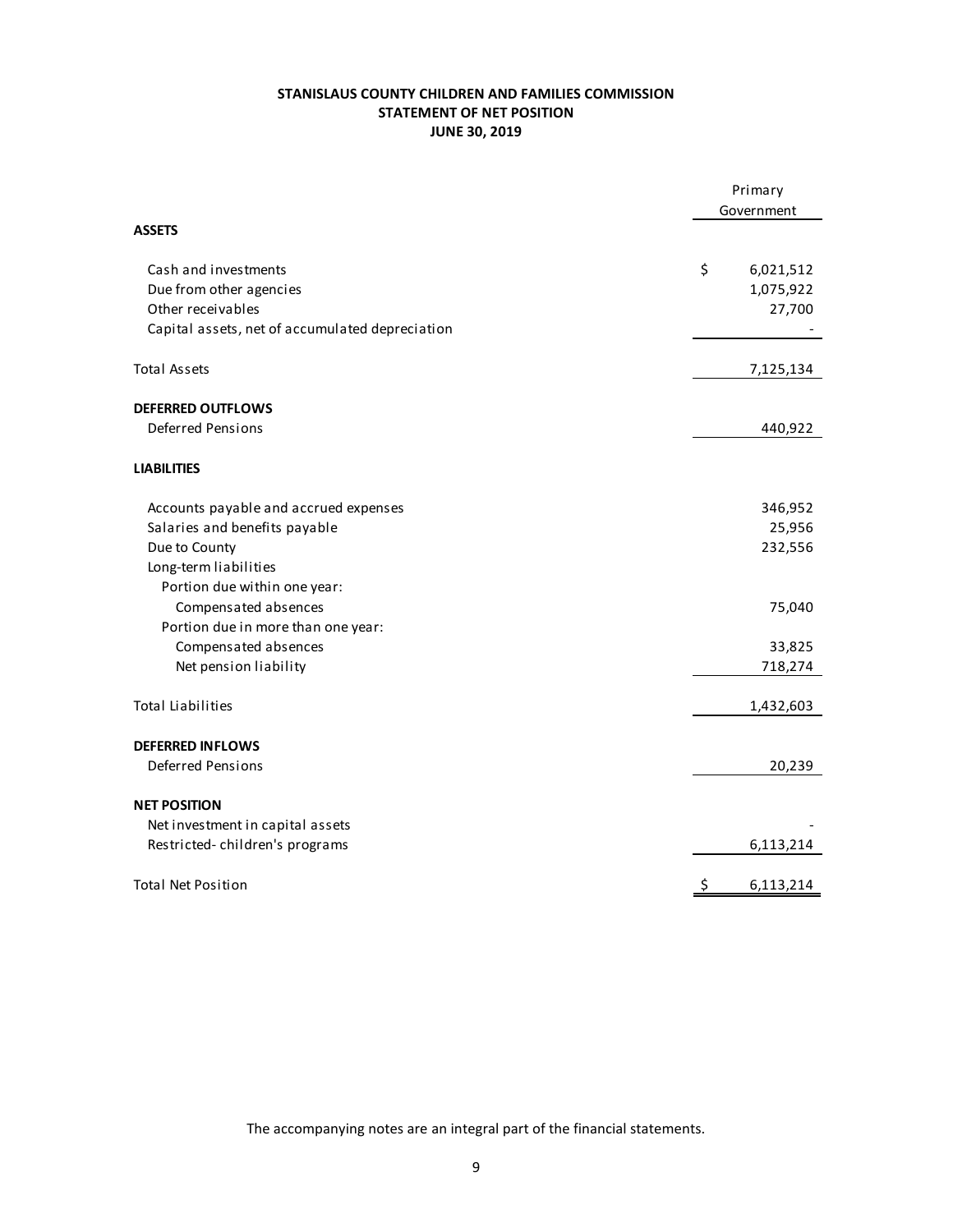# STANISLAUS COUNTY CHILDREN AND FAMILIES COMMISSION
## STATEMENT OF NET POSITION
## JUNE 30, 2019

| | Primary Government |
|---|---|
| **ASSETS** | |
| Cash and investments | $ 6,021,512 |
| Due from other agencies | 1,075,922 |
| Other receivables | 27,700 |
| Capital assets, net of accumulated depreciation | - |
| Total Assets | 7,125,134 |
| **DEFERRED OUTFLOWS** | |
| Deferred Pensions | 440,922 |
| **LIABILITIES** | |
| Accounts payable and accrued expenses | 346,952 |
| Salaries and benefits payable | 25,956 |
| Due to County | 232,556 |
| Long-term liabilities | |
| Portion due within one year: | |
| Compensated absences | 75,040 |
| Portion due in more than one year: | |
| Compensated absences | 33,825 |
| Net pension liability | 718,274 |
| Total Liabilities | 1,432,603 |
| **DEFERRED INFLOWS** | |
| Deferred Pensions | 20,239 |
| **NET POSITION** | |
| Net investment in capital assets | - |
| Restricted- children's programs | 6,113,214 |
| Total Net Position | $ 6,113,214 |

The accompanying notes are an integral part of the financial statements.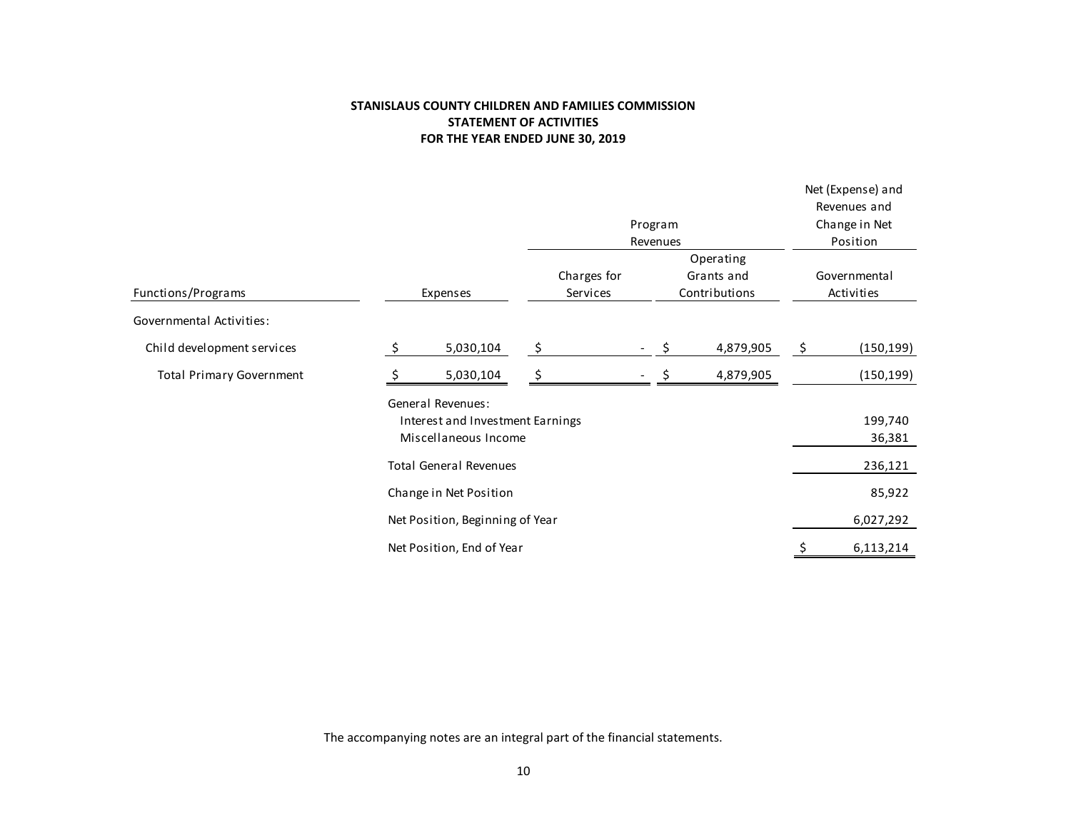**STANISLAUS COUNTY CHILDREN AND FAMILIES COMMISSION**
**STATEMENT OF ACTIVITIES**
**FOR THE YEAR ENDED JUNE 30, 2019**

| | | Program Revenues | | Net (Expense) and Revenues and Change in Net Position |
|---|---|---|---|---|
| Functions/Programs | Expenses | Charges for Services | Operating Grants and Contributions | Governmental Activities |
| Governmental Activities: | | | | |
| Child development services | $ 5,030,104 | $ - | $ 4,879,905 | $ (150,199) |
| Total Primary Government | $ 5,030,104 | $ - | $ 4,879,905 | (150,199) |
| | General Revenues: | | | |
| | Interest and Investment Earnings | | | 199,740 |
| | Miscellaneous Income | | | 36,381 |
| | Total General Revenues | | | 236,121 |
| | Change in Net Position | | | 85,922 |
| | Net Position, Beginning of Year | | | 6,027,292 |
| | Net Position, End of Year | | | $ 6,113,214 |

The accompanying notes are an integral part of the financial statements.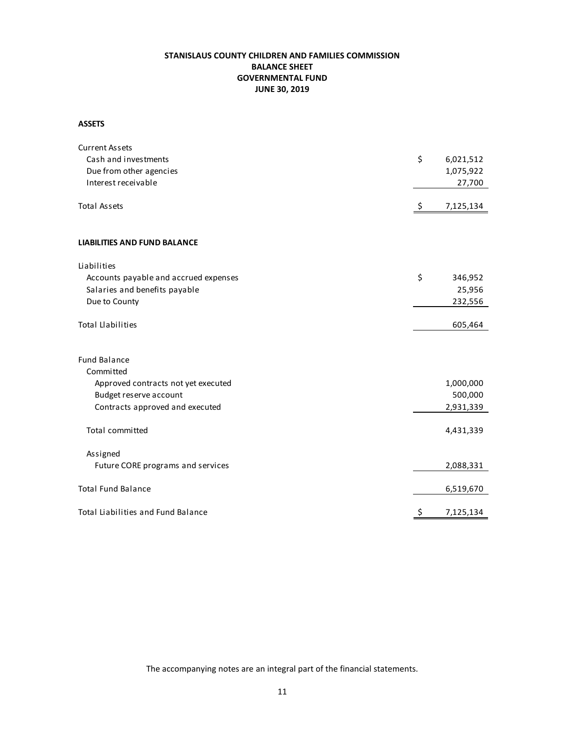**STANISLAUS COUNTY CHILDREN AND FAMILIES COMMISSION**
**BALANCE SHEET**
**GOVERNMENTAL FUND**
**JUNE 30, 2019**

**ASSETS**

| | |
|---|---|
| Current Assets | |
| Cash and investments | $ 6,021,512 |
| Due from other agencies | 1,075,922 |
| Interest receivable | 27,700 |
| Total Assets | $ 7,125,134 |

**LIABILITIES AND FUND BALANCE**

| | |
|---|---|
| Liabilities | |
| Accounts payable and accrued expenses | $ 346,952 |
| Salaries and benefits payable | 25,956 |
| Due to County | 232,556 |
| Total Liabilities | 605,464 |
| Fund Balance | |
| Committed | |
| Approved contracts not yet executed | 1,000,000 |
| Budget reserve account | 500,000 |
| Contracts approved and executed | 2,931,339 |
| Total committed | 4,431,339 |
| Assigned | |
| Future CORE programs and services | 2,088,331 |
| Total Fund Balance | 6,519,670 |
| Total Liabilities and Fund Balance | $ 7,125,134 |

The accompanying notes are an integral part of the financial statements.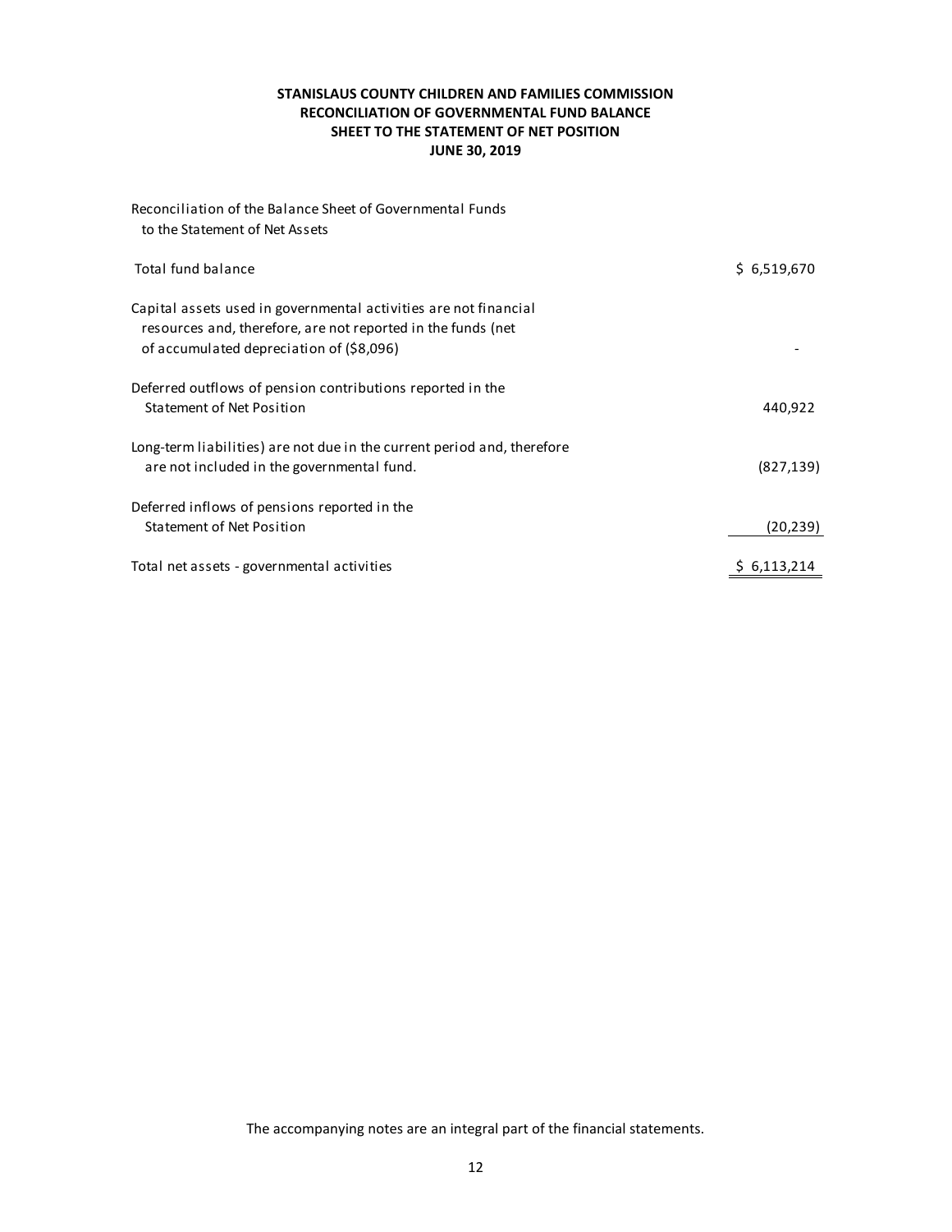# STANISLAUS COUNTY CHILDREN AND FAMILIES COMMISSION
## RECONCILIATION OF GOVERNMENTAL FUND BALANCE SHEET TO THE STATEMENT OF NET POSITION
### JUNE 30, 2019

| Reconciliation of the Balance Sheet of Governmental Funds to the Statement of Net Assets | |
|---|---|
| Total fund balance | $ 6,519,670 |
| Capital assets used in governmental activities are not financial resources and, therefore, are not reported in the funds (net of accumulated depreciation of ($8,096) | - |
| Deferred outflows of pension contributions reported in the Statement of Net Position | 440,922 |
| Long-term liabilities) are not due in the current period and, therefore are not included in the governmental fund. | (827,139) |
| Deferred inflows of pensions reported in the Statement of Net Position | (20,239) |
| Total net assets - governmental activities | $ 6,113,214 |

The accompanying notes are an integral part of the financial statements.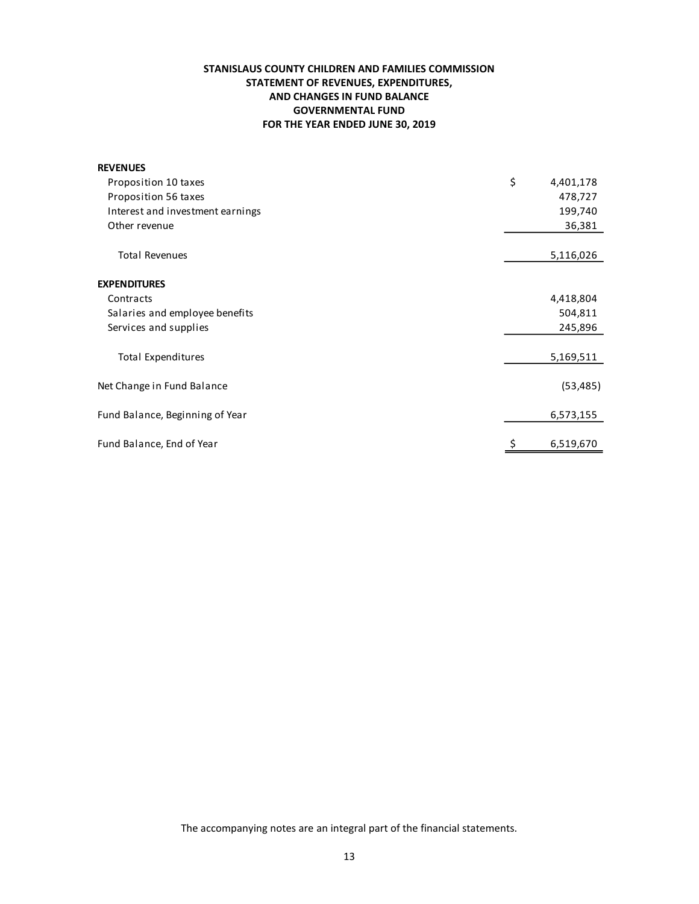**STANISLAUS COUNTY CHILDREN AND FAMILIES COMMISSION**
**STATEMENT OF REVENUES, EXPENDITURES,**
**AND CHANGES IN FUND BALANCE**
**GOVERNMENTAL FUND**
**FOR THE YEAR ENDED JUNE 30, 2019**

| | |
|---|---|
| **REVENUES** | |
| Proposition 10 taxes | $ 4,401,178 |
| Proposition 56 taxes | 478,727 |
| Interest and investment earnings | 199,740 |
| Other revenue | 36,381 |
| Total Revenues | 5,116,026 |
| **EXPENDITURES** | |
| Contracts | 4,418,804 |
| Salaries and employee benefits | 504,811 |
| Services and supplies | 245,896 |
| Total Expenditures | 5,169,511 |
| Net Change in Fund Balance | (53,485) |
| Fund Balance, Beginning of Year | 6,573,155 |
| Fund Balance, End of Year | $ 6,519,670 |

The accompanying notes are an integral part of the financial statements.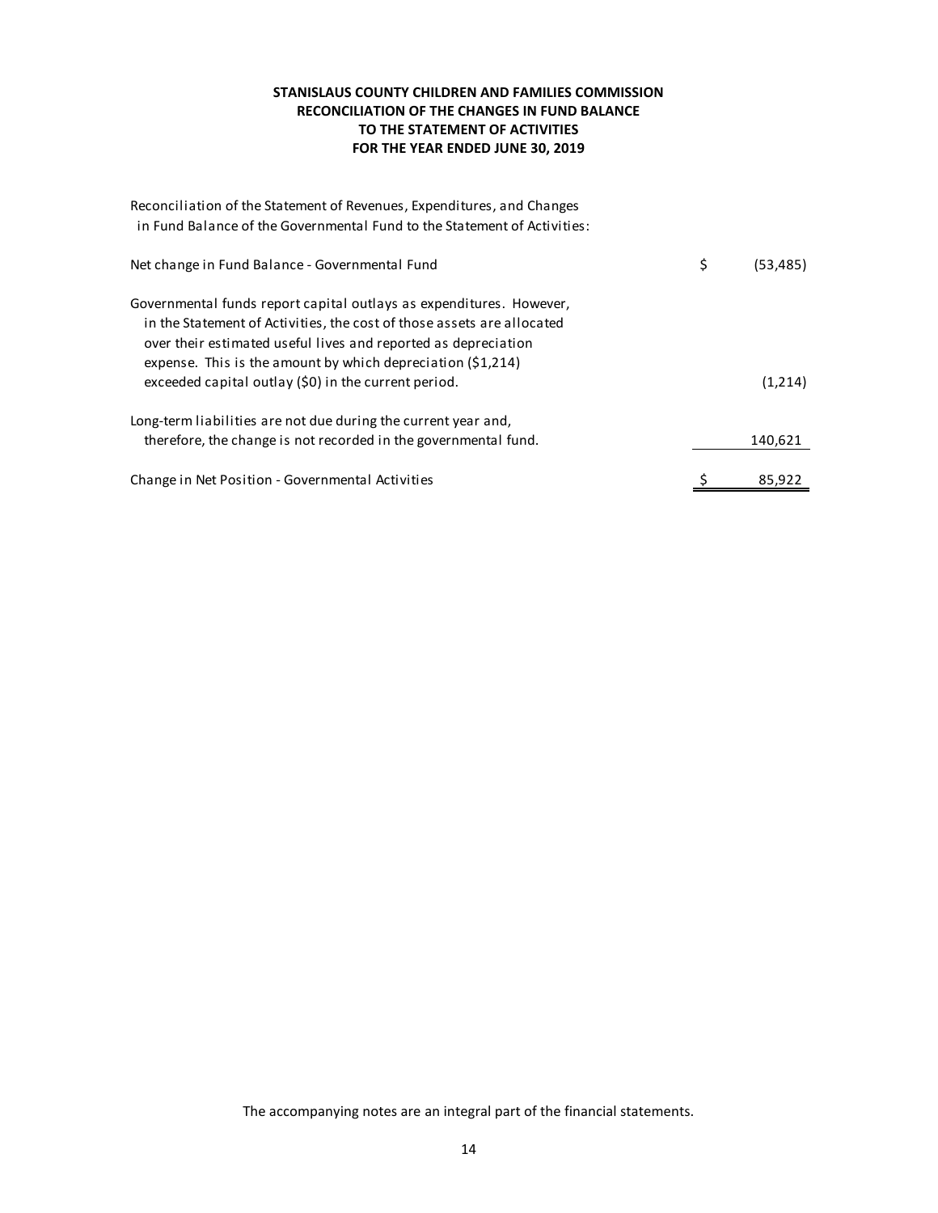# STANISLAUS COUNTY CHILDREN AND FAMILIES COMMISSION
## RECONCILIATION OF THE CHANGES IN FUND BALANCE TO THE STATEMENT OF ACTIVITIES
### FOR THE YEAR ENDED JUNE 30, 2019

Reconciliation of the Statement of Revenues, Expenditures, and Changes in Fund Balance of the Governmental Fund to the Statement of Activities:

| | |
|---|---|
| Net change in Fund Balance - Governmental Fund | $ (53,485) |
| Governmental funds report capital outlays as expenditures. However, in the Statement of Activities, the cost of those assets are allocated over their estimated useful lives and reported as depreciation expense. This is the amount by which depreciation ($1,214) exceeded capital outlay ($0) in the current period. | (1,214) |
| Long-term liabilities are not due during the current year and, therefore, the change is not recorded in the governmental fund. | 140,621 |
| Change in Net Position - Governmental Activities | $ 85,922 |

The accompanying notes are an integral part of the financial statements.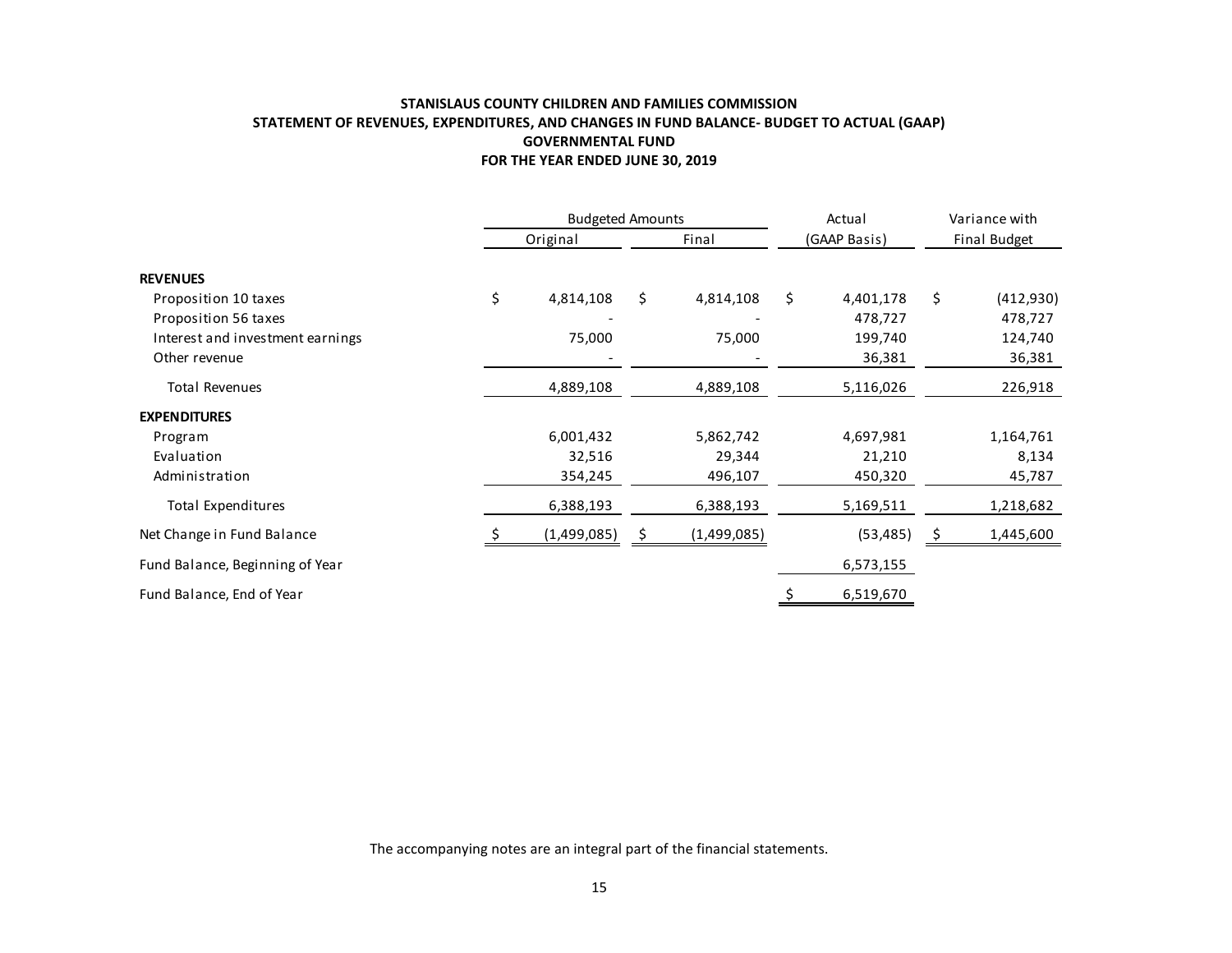**STANISLAUS COUNTY CHILDREN AND FAMILIES COMMISSION**
**STATEMENT OF REVENUES, EXPENDITURES, AND CHANGES IN FUND BALANCE- BUDGET TO ACTUAL (GAAP)**
**GOVERNMENTAL FUND**
**FOR THE YEAR ENDED JUNE 30, 2019**

| | Budgeted Amounts | | Actual | Variance with |
|---|---|---|---|---|
| | Original | Final | (GAAP Basis) | Final Budget |
| **REVENUES** | | | | |
| Proposition 10 taxes | $ 4,814,108 | $ 4,814,108 | $ 4,401,178 | $ (412,930) |
| Proposition 56 taxes | - | - | 478,727 | 478,727 |
| Interest and investment earnings | 75,000 | 75,000 | 199,740 | 124,740 |
| Other revenue | - | - | 36,381 | 36,381 |
| Total Revenues | 4,889,108 | 4,889,108 | 5,116,026 | 226,918 |
| **EXPENDITURES** | | | | |
| Program | 6,001,432 | 5,862,742 | 4,697,981 | 1,164,761 |
| Evaluation | 32,516 | 29,344 | 21,210 | 8,134 |
| Administration | 354,245 | 496,107 | 450,320 | 45,787 |
| Total Expenditures | 6,388,193 | 6,388,193 | 5,169,511 | 1,218,682 |
| Net Change in Fund Balance | $ (1,499,085) | $ (1,499,085) | (53,485) | $ 1,445,600 |
| Fund Balance, Beginning of Year | | | 6,573,155 | |
| Fund Balance, End of Year | | | $ 6,519,670 | |

The accompanying notes are an integral part of the financial statements.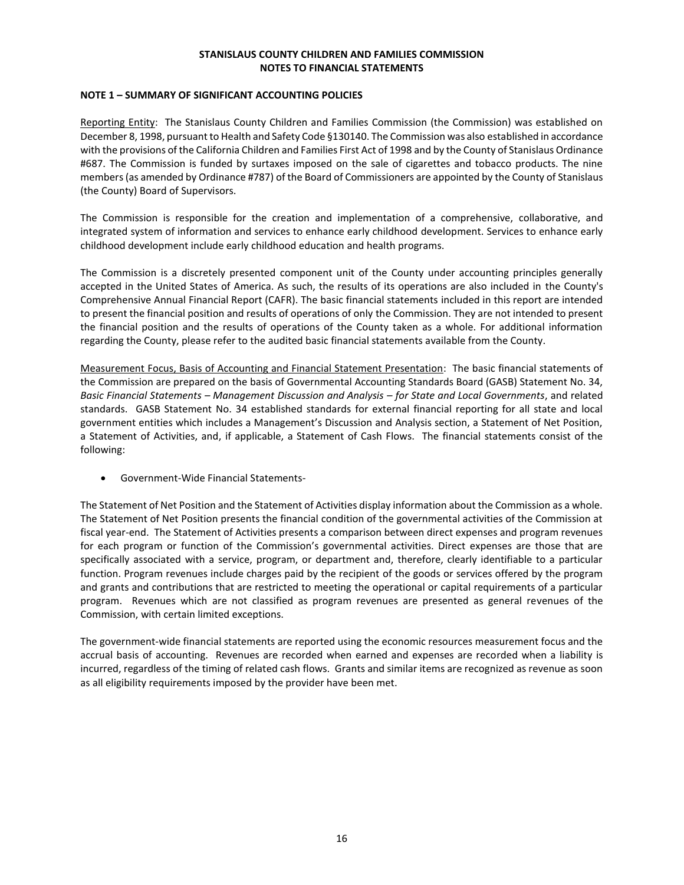**STANISLAUS COUNTY CHILDREN AND FAMILIES COMMISSION**
**NOTES TO FINANCIAL STATEMENTS**

## NOTE 1 – SUMMARY OF SIGNIFICANT ACCOUNTING POLICIES

Reporting Entity: The Stanislaus County Children and Families Commission (the Commission) was established on December 8, 1998, pursuant to Health and Safety Code §130140. The Commission was also established in accordance with the provisions of the California Children and Families First Act of 1998 and by the County of Stanislaus Ordinance #687. The Commission is funded by surtaxes imposed on the sale of cigarettes and tobacco products. The nine members (as amended by Ordinance #787) of the Board of Commissioners are appointed by the County of Stanislaus (the County) Board of Supervisors.

The Commission is responsible for the creation and implementation of a comprehensive, collaborative, and integrated system of information and services to enhance early childhood development. Services to enhance early childhood development include early childhood education and health programs.

The Commission is a discretely presented component unit of the County under accounting principles generally accepted in the United States of America. As such, the results of its operations are also included in the County's Comprehensive Annual Financial Report (CAFR). The basic financial statements included in this report are intended to present the financial position and results of operations of only the Commission. They are not intended to present the financial position and the results of operations of the County taken as a whole. For additional information regarding the County, please refer to the audited basic financial statements available from the County.

Measurement Focus, Basis of Accounting and Financial Statement Presentation: The basic financial statements of the Commission are prepared on the basis of Governmental Accounting Standards Board (GASB) Statement No. 34, *Basic Financial Statements – Management Discussion and Analysis – for State and Local Governments*, and related standards. GASB Statement No. 34 established standards for external financial reporting for all state and local government entities which includes a Management's Discussion and Analysis section, a Statement of Net Position, a Statement of Activities, and, if applicable, a Statement of Cash Flows. The financial statements consist of the following:

- Government-Wide Financial Statements-

The Statement of Net Position and the Statement of Activities display information about the Commission as a whole. The Statement of Net Position presents the financial condition of the governmental activities of the Commission at fiscal year-end. The Statement of Activities presents a comparison between direct expenses and program revenues for each program or function of the Commission's governmental activities. Direct expenses are those that are specifically associated with a service, program, or department and, therefore, clearly identifiable to a particular function. Program revenues include charges paid by the recipient of the goods or services offered by the program and grants and contributions that are restricted to meeting the operational or capital requirements of a particular program. Revenues which are not classified as program revenues are presented as general revenues of the Commission, with certain limited exceptions.

The government-wide financial statements are reported using the economic resources measurement focus and the accrual basis of accounting. Revenues are recorded when earned and expenses are recorded when a liability is incurred, regardless of the timing of related cash flows. Grants and similar items are recognized as revenue as soon as all eligibility requirements imposed by the provider have been met.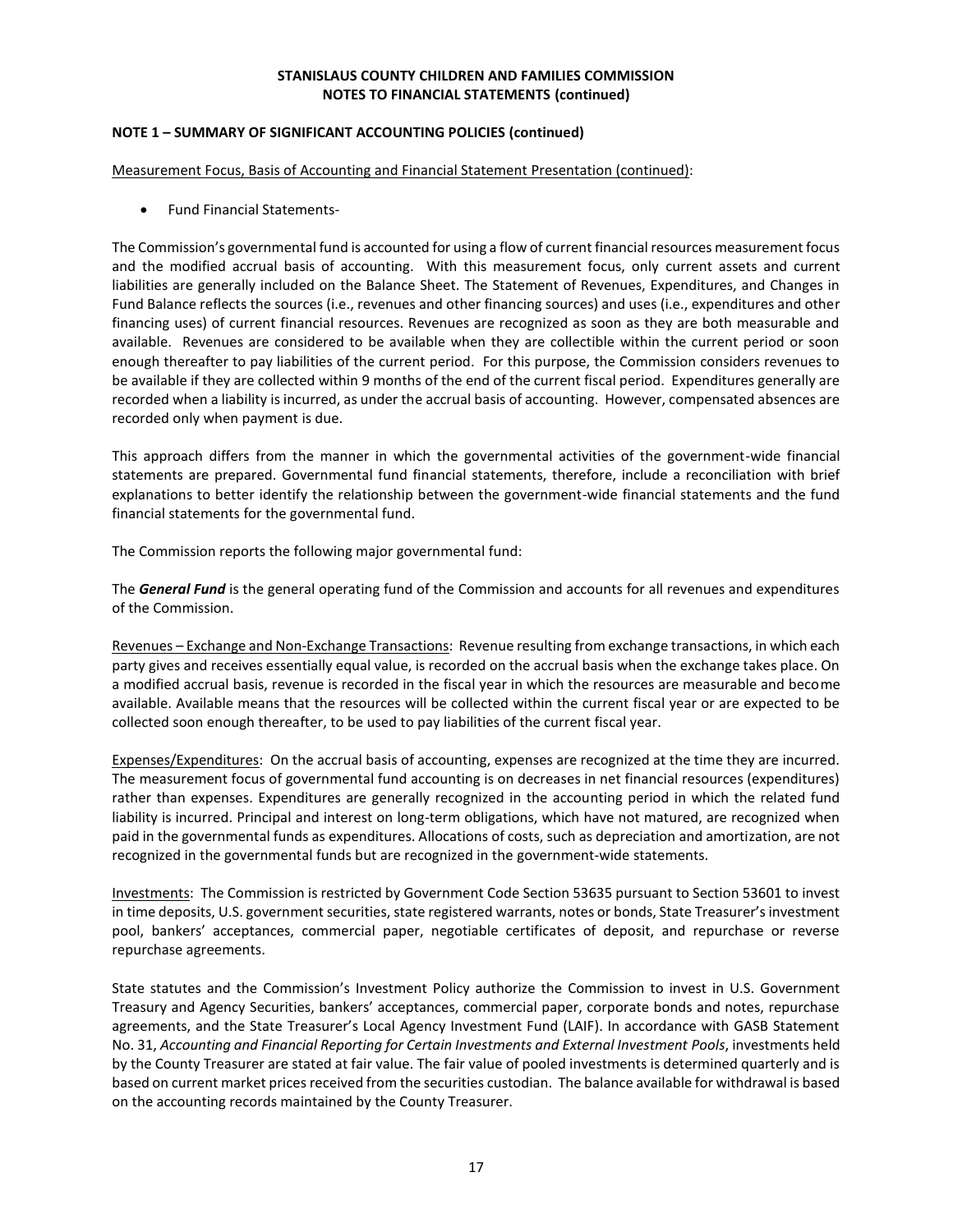**STANISLAUS COUNTY CHILDREN AND FAMILIES COMMISSION**
**NOTES TO FINANCIAL STATEMENTS (continued)**

**NOTE 1 – SUMMARY OF SIGNIFICANT ACCOUNTING POLICIES (continued)**

Measurement Focus, Basis of Accounting and Financial Statement Presentation (continued):

- Fund Financial Statements-

The Commission's governmental fund is accounted for using a flow of current financial resources measurement focus and the modified accrual basis of accounting. With this measurement focus, only current assets and current liabilities are generally included on the Balance Sheet. The Statement of Revenues, Expenditures, and Changes in Fund Balance reflects the sources (i.e., revenues and other financing sources) and uses (i.e., expenditures and other financing uses) of current financial resources. Revenues are recognized as soon as they are both measurable and available. Revenues are considered to be available when they are collectible within the current period or soon enough thereafter to pay liabilities of the current period. For this purpose, the Commission considers revenues to be available if they are collected within 9 months of the end of the current fiscal period. Expenditures generally are recorded when a liability is incurred, as under the accrual basis of accounting. However, compensated absences are recorded only when payment is due.

This approach differs from the manner in which the governmental activities of the government-wide financial statements are prepared. Governmental fund financial statements, therefore, include a reconciliation with brief explanations to better identify the relationship between the government-wide financial statements and the fund financial statements for the governmental fund.

The Commission reports the following major governmental fund:

The ***General Fund*** is the general operating fund of the Commission and accounts for all revenues and expenditures of the Commission.

Revenues – Exchange and Non-Exchange Transactions: Revenue resulting from exchange transactions, in which each party gives and receives essentially equal value, is recorded on the accrual basis when the exchange takes place. On a modified accrual basis, revenue is recorded in the fiscal year in which the resources are measurable and become available. Available means that the resources will be collected within the current fiscal year or are expected to be collected soon enough thereafter, to be used to pay liabilities of the current fiscal year.

Expenses/Expenditures: On the accrual basis of accounting, expenses are recognized at the time they are incurred. The measurement focus of governmental fund accounting is on decreases in net financial resources (expenditures) rather than expenses. Expenditures are generally recognized in the accounting period in which the related fund liability is incurred. Principal and interest on long-term obligations, which have not matured, are recognized when paid in the governmental funds as expenditures. Allocations of costs, such as depreciation and amortization, are not recognized in the governmental funds but are recognized in the government-wide statements.

Investments: The Commission is restricted by Government Code Section 53635 pursuant to Section 53601 to invest in time deposits, U.S. government securities, state registered warrants, notes or bonds, State Treasurer's investment pool, bankers' acceptances, commercial paper, negotiable certificates of deposit, and repurchase or reverse repurchase agreements.

State statutes and the Commission's Investment Policy authorize the Commission to invest in U.S. Government Treasury and Agency Securities, bankers' acceptances, commercial paper, corporate bonds and notes, repurchase agreements, and the State Treasurer's Local Agency Investment Fund (LAIF). In accordance with GASB Statement No. 31, *Accounting and Financial Reporting for Certain Investments and External Investment Pools*, investments held by the County Treasurer are stated at fair value. The fair value of pooled investments is determined quarterly and is based on current market prices received from the securities custodian. The balance available for withdrawal is based on the accounting records maintained by the County Treasurer.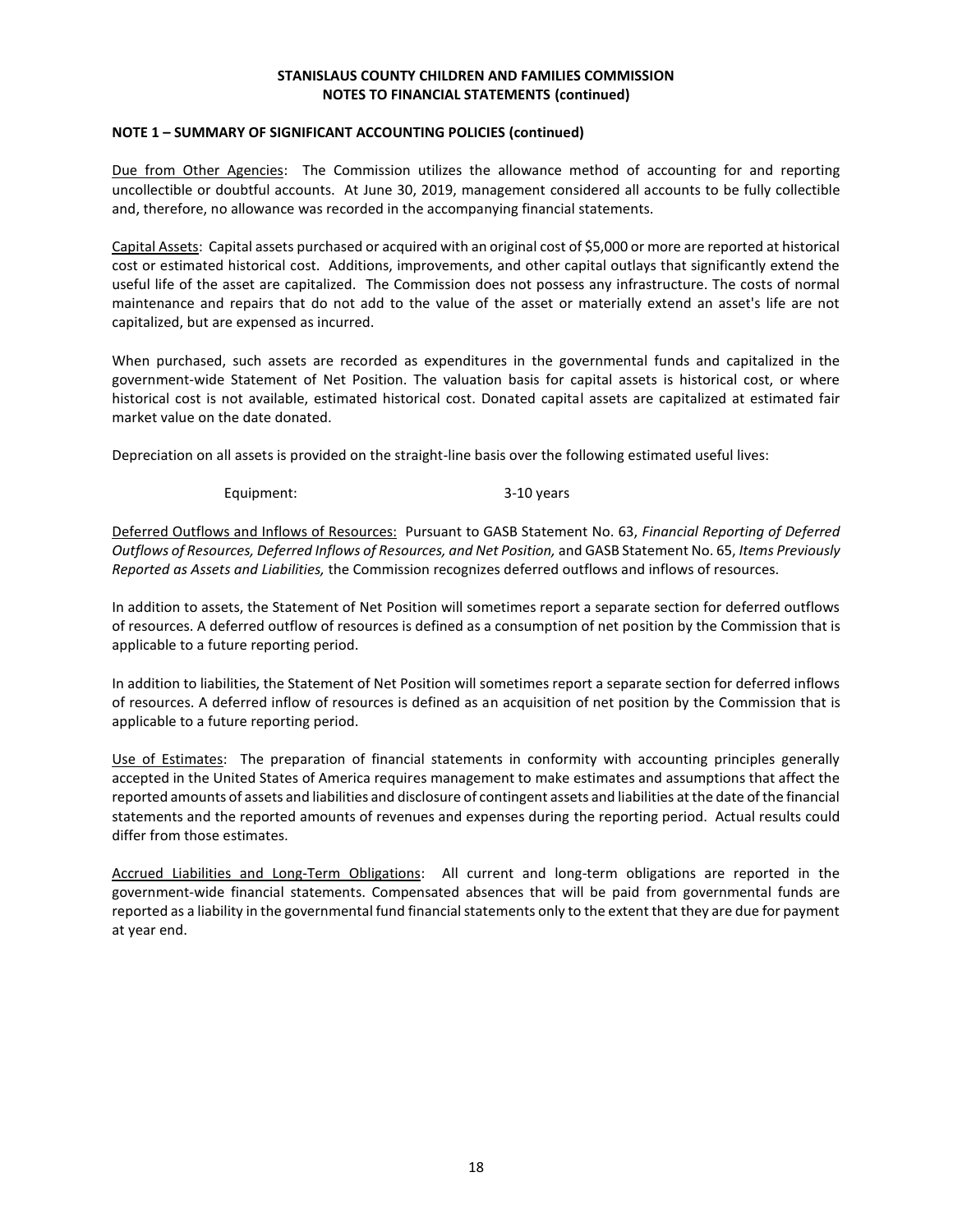**STANISLAUS COUNTY CHILDREN AND FAMILIES COMMISSION**
**NOTES TO FINANCIAL STATEMENTS (continued)**

**NOTE 1 – SUMMARY OF SIGNIFICANT ACCOUNTING POLICIES (continued)**

Due from Other Agencies: The Commission utilizes the allowance method of accounting for and reporting uncollectible or doubtful accounts. At June 30, 2019, management considered all accounts to be fully collectible and, therefore, no allowance was recorded in the accompanying financial statements.

Capital Assets: Capital assets purchased or acquired with an original cost of $5,000 or more are reported at historical cost or estimated historical cost. Additions, improvements, and other capital outlays that significantly extend the useful life of the asset are capitalized. The Commission does not possess any infrastructure. The costs of normal maintenance and repairs that do not add to the value of the asset or materially extend an asset's life are not capitalized, but are expensed as incurred.

When purchased, such assets are recorded as expenditures in the governmental funds and capitalized in the government-wide Statement of Net Position. The valuation basis for capital assets is historical cost, or where historical cost is not available, estimated historical cost. Donated capital assets are capitalized at estimated fair market value on the date donated.

Depreciation on all assets is provided on the straight-line basis over the following estimated useful lives:

| | |
|---|---|
| Equipment: | 3-10 years |

Deferred Outflows and Inflows of Resources: Pursuant to GASB Statement No. 63, *Financial Reporting of Deferred Outflows of Resources, Deferred Inflows of Resources, and Net Position,* and GASB Statement No. 65, *Items Previously Reported as Assets and Liabilities,* the Commission recognizes deferred outflows and inflows of resources.

In addition to assets, the Statement of Net Position will sometimes report a separate section for deferred outflows of resources. A deferred outflow of resources is defined as a consumption of net position by the Commission that is applicable to a future reporting period.

In addition to liabilities, the Statement of Net Position will sometimes report a separate section for deferred inflows of resources. A deferred inflow of resources is defined as an acquisition of net position by the Commission that is applicable to a future reporting period.

Use of Estimates: The preparation of financial statements in conformity with accounting principles generally accepted in the United States of America requires management to make estimates and assumptions that affect the reported amounts of assets and liabilities and disclosure of contingent assets and liabilities at the date of the financial statements and the reported amounts of revenues and expenses during the reporting period. Actual results could differ from those estimates.

Accrued Liabilities and Long-Term Obligations: All current and long-term obligations are reported in the government-wide financial statements. Compensated absences that will be paid from governmental funds are reported as a liability in the governmental fund financial statements only to the extent that they are due for payment at year end.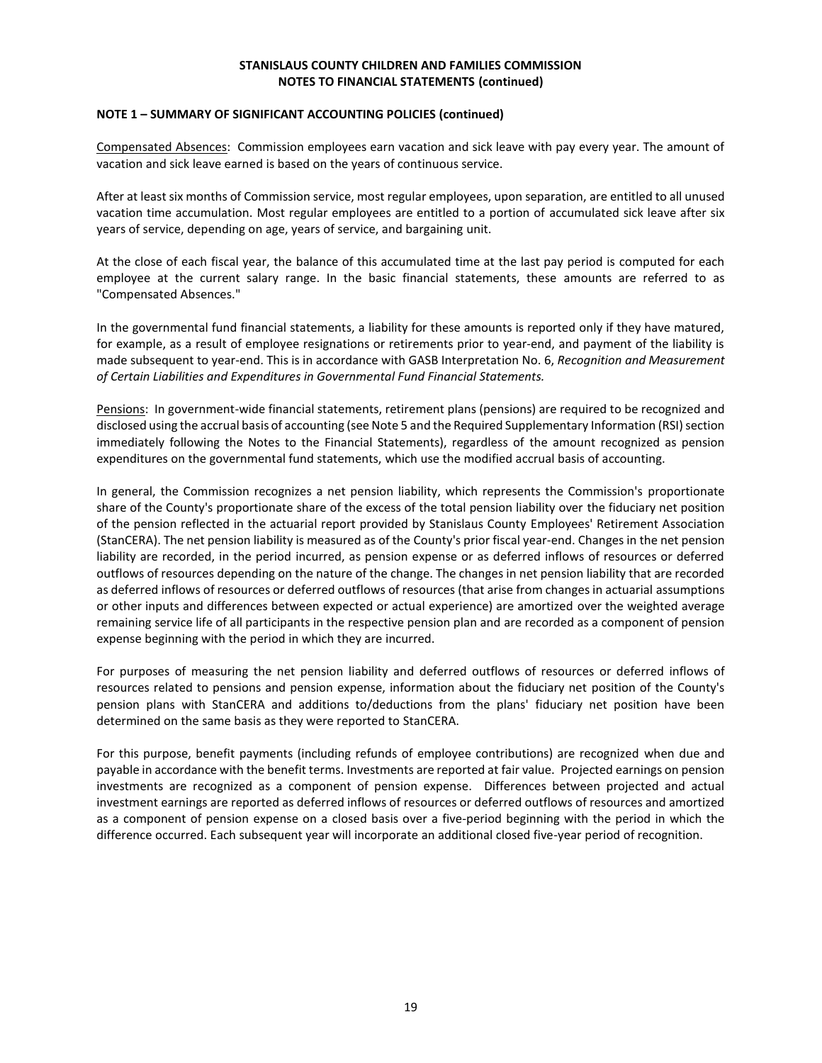**STANISLAUS COUNTY CHILDREN AND FAMILIES COMMISSION**
**NOTES TO FINANCIAL STATEMENTS (continued)**

**NOTE 1 – SUMMARY OF SIGNIFICANT ACCOUNTING POLICIES (continued)**

Compensated Absences: Commission employees earn vacation and sick leave with pay every year. The amount of vacation and sick leave earned is based on the years of continuous service.

After at least six months of Commission service, most regular employees, upon separation, are entitled to all unused vacation time accumulation. Most regular employees are entitled to a portion of accumulated sick leave after six years of service, depending on age, years of service, and bargaining unit.

At the close of each fiscal year, the balance of this accumulated time at the last pay period is computed for each employee at the current salary range. In the basic financial statements, these amounts are referred to as "Compensated Absences."

In the governmental fund financial statements, a liability for these amounts is reported only if they have matured, for example, as a result of employee resignations or retirements prior to year-end, and payment of the liability is made subsequent to year-end. This is in accordance with GASB Interpretation No. 6, *Recognition and Measurement of Certain Liabilities and Expenditures in Governmental Fund Financial Statements.*

Pensions: In government-wide financial statements, retirement plans (pensions) are required to be recognized and disclosed using the accrual basis of accounting (see Note 5 and the Required Supplementary Information (RSI) section immediately following the Notes to the Financial Statements), regardless of the amount recognized as pension expenditures on the governmental fund statements, which use the modified accrual basis of accounting.

In general, the Commission recognizes a net pension liability, which represents the Commission's proportionate share of the County's proportionate share of the excess of the total pension liability over the fiduciary net position of the pension reflected in the actuarial report provided by Stanislaus County Employees' Retirement Association (StanCERA). The net pension liability is measured as of the County's prior fiscal year-end. Changes in the net pension liability are recorded, in the period incurred, as pension expense or as deferred inflows of resources or deferred outflows of resources depending on the nature of the change. The changes in net pension liability that are recorded as deferred inflows of resources or deferred outflows of resources (that arise from changes in actuarial assumptions or other inputs and differences between expected or actual experience) are amortized over the weighted average remaining service life of all participants in the respective pension plan and are recorded as a component of pension expense beginning with the period in which they are incurred.

For purposes of measuring the net pension liability and deferred outflows of resources or deferred inflows of resources related to pensions and pension expense, information about the fiduciary net position of the County's pension plans with StanCERA and additions to/deductions from the plans' fiduciary net position have been determined on the same basis as they were reported to StanCERA.

For this purpose, benefit payments (including refunds of employee contributions) are recognized when due and payable in accordance with the benefit terms. Investments are reported at fair value. Projected earnings on pension investments are recognized as a component of pension expense. Differences between projected and actual investment earnings are reported as deferred inflows of resources or deferred outflows of resources and amortized as a component of pension expense on a closed basis over a five-period beginning with the period in which the difference occurred. Each subsequent year will incorporate an additional closed five-year period of recognition.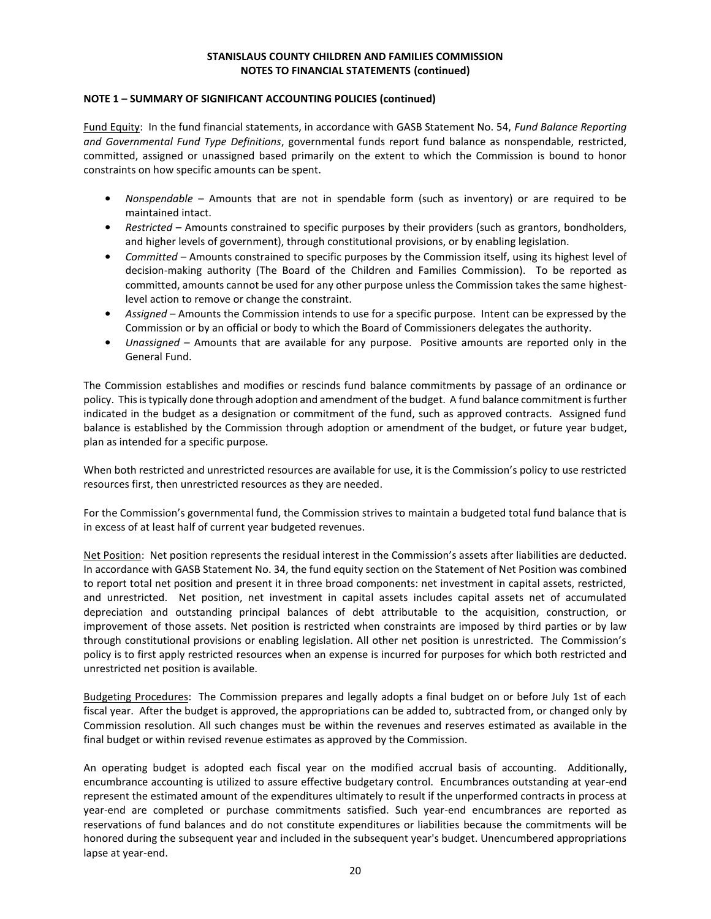**STANISLAUS COUNTY CHILDREN AND FAMILIES COMMISSION**
**NOTES TO FINANCIAL STATEMENTS (continued)**

**NOTE 1 – SUMMARY OF SIGNIFICANT ACCOUNTING POLICIES (continued)**

Fund Equity: In the fund financial statements, in accordance with GASB Statement No. 54, *Fund Balance Reporting and Governmental Fund Type Definitions*, governmental funds report fund balance as nonspendable, restricted, committed, assigned or unassigned based primarily on the extent to which the Commission is bound to honor constraints on how specific amounts can be spent.

- *Nonspendable* – Amounts that are not in spendable form (such as inventory) or are required to be maintained intact.
- *Restricted* – Amounts constrained to specific purposes by their providers (such as grantors, bondholders, and higher levels of government), through constitutional provisions, or by enabling legislation.
- *Committed* – Amounts constrained to specific purposes by the Commission itself, using its highest level of decision-making authority (The Board of the Children and Families Commission). To be reported as committed, amounts cannot be used for any other purpose unless the Commission takes the same highest-level action to remove or change the constraint.
- *Assigned* – Amounts the Commission intends to use for a specific purpose. Intent can be expressed by the Commission or by an official or body to which the Board of Commissioners delegates the authority.
- *Unassigned* – Amounts that are available for any purpose. Positive amounts are reported only in the General Fund.

The Commission establishes and modifies or rescinds fund balance commitments by passage of an ordinance or policy. This is typically done through adoption and amendment of the budget. A fund balance commitment is further indicated in the budget as a designation or commitment of the fund, such as approved contracts. Assigned fund balance is established by the Commission through adoption or amendment of the budget, or future year budget, plan as intended for a specific purpose.

When both restricted and unrestricted resources are available for use, it is the Commission's policy to use restricted resources first, then unrestricted resources as they are needed.

For the Commission's governmental fund, the Commission strives to maintain a budgeted total fund balance that is in excess of at least half of current year budgeted revenues.

Net Position: Net position represents the residual interest in the Commission's assets after liabilities are deducted. In accordance with GASB Statement No. 34, the fund equity section on the Statement of Net Position was combined to report total net position and present it in three broad components: net investment in capital assets, restricted, and unrestricted. Net position, net investment in capital assets includes capital assets net of accumulated depreciation and outstanding principal balances of debt attributable to the acquisition, construction, or improvement of those assets. Net position is restricted when constraints are imposed by third parties or by law through constitutional provisions or enabling legislation. All other net position is unrestricted. The Commission's policy is to first apply restricted resources when an expense is incurred for purposes for which both restricted and unrestricted net position is available.

Budgeting Procedures: The Commission prepares and legally adopts a final budget on or before July 1st of each fiscal year. After the budget is approved, the appropriations can be added to, subtracted from, or changed only by Commission resolution. All such changes must be within the revenues and reserves estimated as available in the final budget or within revised revenue estimates as approved by the Commission.

An operating budget is adopted each fiscal year on the modified accrual basis of accounting. Additionally, encumbrance accounting is utilized to assure effective budgetary control. Encumbrances outstanding at year-end represent the estimated amount of the expenditures ultimately to result if the unperformed contracts in process at year-end are completed or purchase commitments satisfied. Such year-end encumbrances are reported as reservations of fund balances and do not constitute expenditures or liabilities because the commitments will be honored during the subsequent year and included in the subsequent year's budget. Unencumbered appropriations lapse at year-end.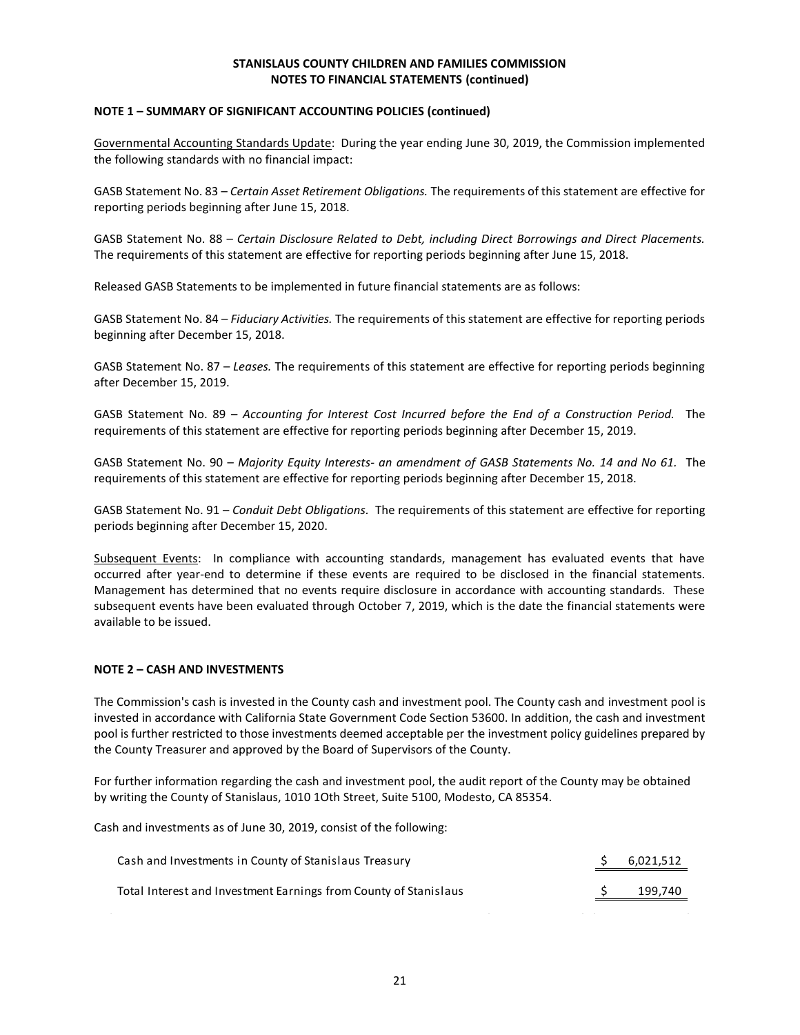**STANISLAUS COUNTY CHILDREN AND FAMILIES COMMISSION**
**NOTES TO FINANCIAL STATEMENTS (continued)**

**NOTE 1 – SUMMARY OF SIGNIFICANT ACCOUNTING POLICIES (continued)**

Governmental Accounting Standards Update: During the year ending June 30, 2019, the Commission implemented the following standards with no financial impact:

GASB Statement No. 83 – *Certain Asset Retirement Obligations.* The requirements of this statement are effective for reporting periods beginning after June 15, 2018.

GASB Statement No. 88 – *Certain Disclosure Related to Debt, including Direct Borrowings and Direct Placements.* The requirements of this statement are effective for reporting periods beginning after June 15, 2018.

Released GASB Statements to be implemented in future financial statements are as follows:

GASB Statement No. 84 – *Fiduciary Activities.* The requirements of this statement are effective for reporting periods beginning after December 15, 2018.

GASB Statement No. 87 – *Leases.* The requirements of this statement are effective for reporting periods beginning after December 15, 2019.

GASB Statement No. 89 – *Accounting for Interest Cost Incurred before the End of a Construction Period.* The requirements of this statement are effective for reporting periods beginning after December 15, 2019.

GASB Statement No. 90 – *Majority Equity Interests- an amendment of GASB Statements No. 14 and No 61.* The requirements of this statement are effective for reporting periods beginning after December 15, 2018.

GASB Statement No. 91 – *Conduit Debt Obligations.* The requirements of this statement are effective for reporting periods beginning after December 15, 2020.

Subsequent Events: In compliance with accounting standards, management has evaluated events that have occurred after year-end to determine if these events are required to be disclosed in the financial statements. Management has determined that no events require disclosure in accordance with accounting standards. These subsequent events have been evaluated through October 7, 2019, which is the date the financial statements were available to be issued.

**NOTE 2 – CASH AND INVESTMENTS**

The Commission's cash is invested in the County cash and investment pool. The County cash and investment pool is invested in accordance with California State Government Code Section 53600. In addition, the cash and investment pool is further restricted to those investments deemed acceptable per the investment policy guidelines prepared by the County Treasurer and approved by the Board of Supervisors of the County.

For further information regarding the cash and investment pool, the audit report of the County may be obtained by writing the County of Stanislaus, 1010 1Oth Street, Suite 5100, Modesto, CA 85354.

Cash and investments as of June 30, 2019, consist of the following:

| | |
|---|---|
| Cash and Investments in County of Stanislaus Treasury | $ 6,021,512 |
| Total Interest and Investment Earnings from County of Stanislaus | $ 199,740 |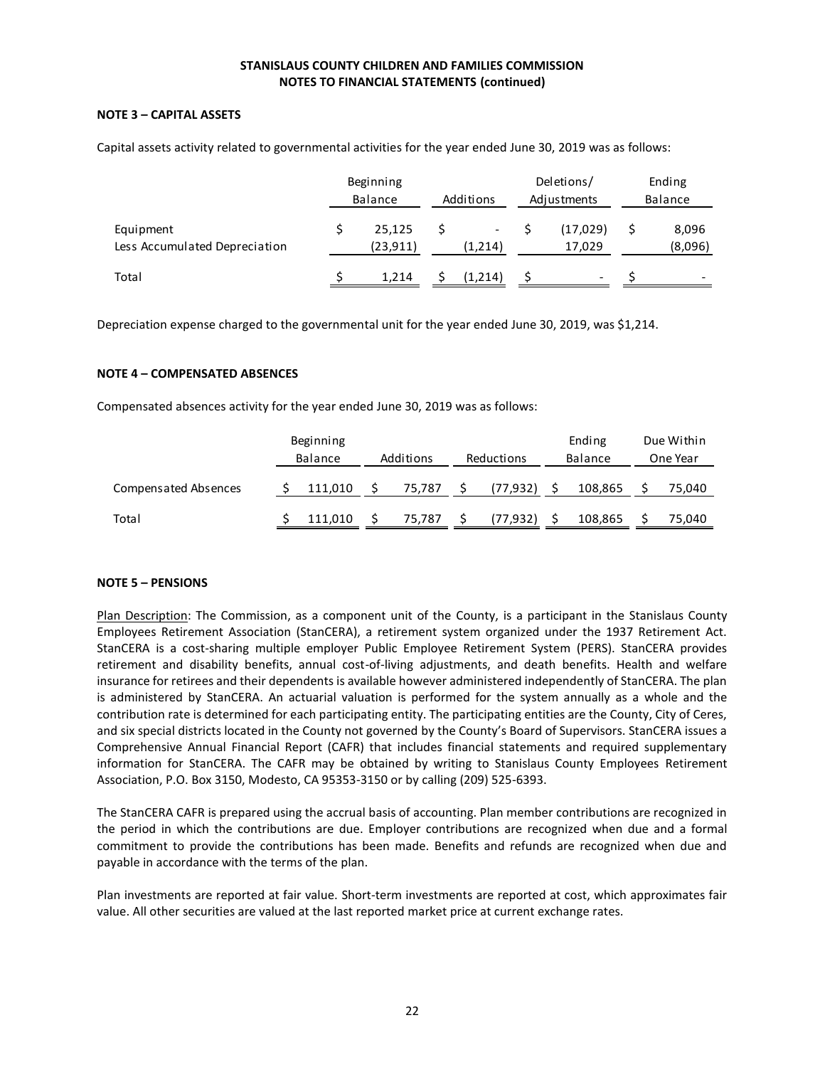**STANISLAUS COUNTY CHILDREN AND FAMILIES COMMISSION**
**NOTES TO FINANCIAL STATEMENTS (continued)**

**NOTE 3 – CAPITAL ASSETS**

Capital assets activity related to governmental activities for the year ended June 30, 2019 was as follows:

| | Beginning Balance | Additions | Deletions/ Adjustments | Ending Balance |
|---|---|---|---|---|
| Equipment | $ 25,125 | $ - | $ (17,029) | $ 8,096 |
| Less Accumulated Depreciation | (23,911) | (1,214) | 17,029 | (8,096) |
| Total | $ 1,214 | $ (1,214) | $ - | $ - |

Depreciation expense charged to the governmental unit for the year ended June 30, 2019, was $1,214.

**NOTE 4 – COMPENSATED ABSENCES**

Compensated absences activity for the year ended June 30, 2019 was as follows:

| | Beginning Balance | Additions | Reductions | Ending Balance | Due Within One Year |
|---|---|---|---|---|---|
| Compensated Absences | $ 111,010 | $ 75,787 | $ (77,932) | $ 108,865 | $ 75,040 |
| Total | $ 111,010 | $ 75,787 | $ (77,932) | $ 108,865 | $ 75,040 |

**NOTE 5 – PENSIONS**

Plan Description: The Commission, as a component unit of the County, is a participant in the Stanislaus County Employees Retirement Association (StanCERA), a retirement system organized under the 1937 Retirement Act. StanCERA is a cost-sharing multiple employer Public Employee Retirement System (PERS). StanCERA provides retirement and disability benefits, annual cost-of-living adjustments, and death benefits. Health and welfare insurance for retirees and their dependents is available however administered independently of StanCERA. The plan is administered by StanCERA. An actuarial valuation is performed for the system annually as a whole and the contribution rate is determined for each participating entity. The participating entities are the County, City of Ceres, and six special districts located in the County not governed by the County's Board of Supervisors. StanCERA issues a Comprehensive Annual Financial Report (CAFR) that includes financial statements and required supplementary information for StanCERA. The CAFR may be obtained by writing to Stanislaus County Employees Retirement Association, P.O. Box 3150, Modesto, CA 95353-3150 or by calling (209) 525-6393.

The StanCERA CAFR is prepared using the accrual basis of accounting. Plan member contributions are recognized in the period in which the contributions are due. Employer contributions are recognized when due and a formal commitment to provide the contributions has been made. Benefits and refunds are recognized when due and payable in accordance with the terms of the plan.

Plan investments are reported at fair value. Short-term investments are reported at cost, which approximates fair value. All other securities are valued at the last reported market price at current exchange rates.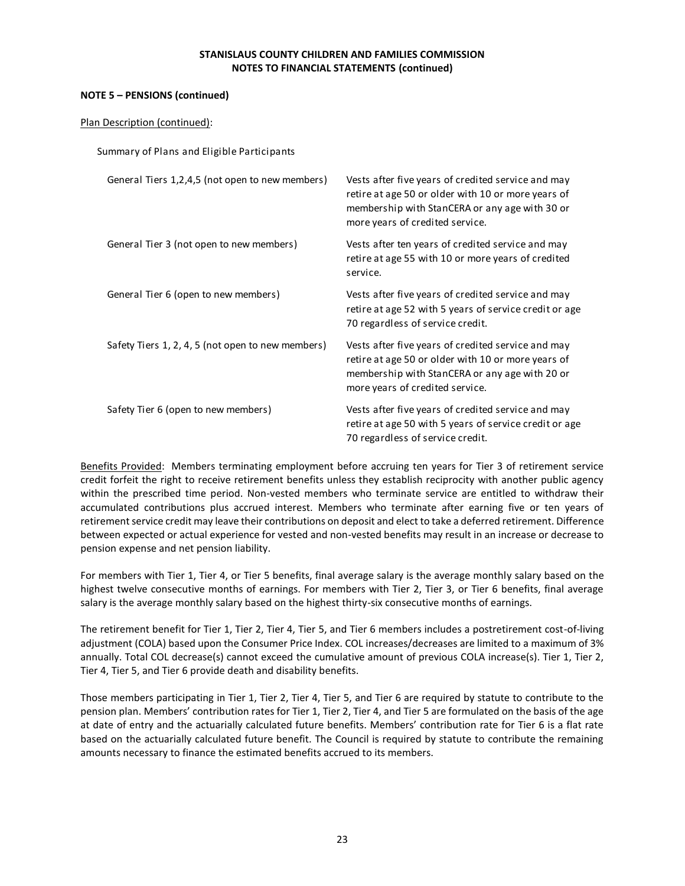**STANLAUS COUNTY CHILDREN AND FAMILIES COMMISSION**

**NOTES TO FINANCIAL STATEMENTS (continued)**

**NOTE 5 – PENSIONS (continued)**

Plan Description (continued):

Summary of Plans and Eligible Participants

| | |
|---|---|
| General Tiers 1,2,4,5 (not open to new members) | Vests after five years of credited service and may retire at age 50 or older with 10 or more years of membership with StanCERA or any age with 30 or more years of credited service. |
| General Tier 3 (not open to new members) | Vests after ten years of credited service and may retire at age 55 with 10 or more years of credited service. |
| General Tier 6 (open to new members) | Vests after five years of credited service and may retire at age 52 with 5 years of service credit or age 70 regardless of service credit. |
| Safety Tiers 1, 2, 4, 5 (not open to new members) | Vests after five years of credited service and may retire at age 50 or older with 10 or more years of membership with StanCERA or any age with 20 or more years of credited service. |
| Safety Tier 6 (open to new members) | Vests after five years of credited service and may retire at age 50 with 5 years of service credit or age 70 regardless of service credit. |

Benefits Provided: Members terminating employment before accruing ten years for Tier 3 of retirement service credit forfeit the right to receive retirement benefits unless they establish reciprocity with another public agency within the prescribed time period. Non-vested members who terminate service are entitled to withdraw their accumulated contributions plus accrued interest. Members who terminate after earning five or ten years of retirement service credit may leave their contributions on deposit and elect to take a deferred retirement. Difference between expected or actual experience for vested and non-vested benefits may result in an increase or decrease to pension expense and net pension liability.

For members with Tier 1, Tier 4, or Tier 5 benefits, final average salary is the average monthly salary based on the highest twelve consecutive months of earnings. For members with Tier 2, Tier 3, or Tier 6 benefits, final average salary is the average monthly salary based on the highest thirty-six consecutive months of earnings.

The retirement benefit for Tier 1, Tier 2, Tier 4, Tier 5, and Tier 6 members includes a postretirement cost-of-living adjustment (COLA) based upon the Consumer Price Index. COL increases/decreases are limited to a maximum of 3% annually. Total COL decrease(s) cannot exceed the cumulative amount of previous COLA increase(s). Tier 1, Tier 2, Tier 4, Tier 5, and Tier 6 provide death and disability benefits.

Those members participating in Tier 1, Tier 2, Tier 4, Tier 5, and Tier 6 are required by statute to contribute to the pension plan. Members' contribution rates for Tier 1, Tier 2, Tier 4, and Tier 5 are formulated on the basis of the age at date of entry and the actuarially calculated future benefits. Members' contribution rate for Tier 6 is a flat rate based on the actuarially calculated future benefit. The Council is required by statute to contribute the remaining amounts necessary to finance the estimated benefits accrued to its members.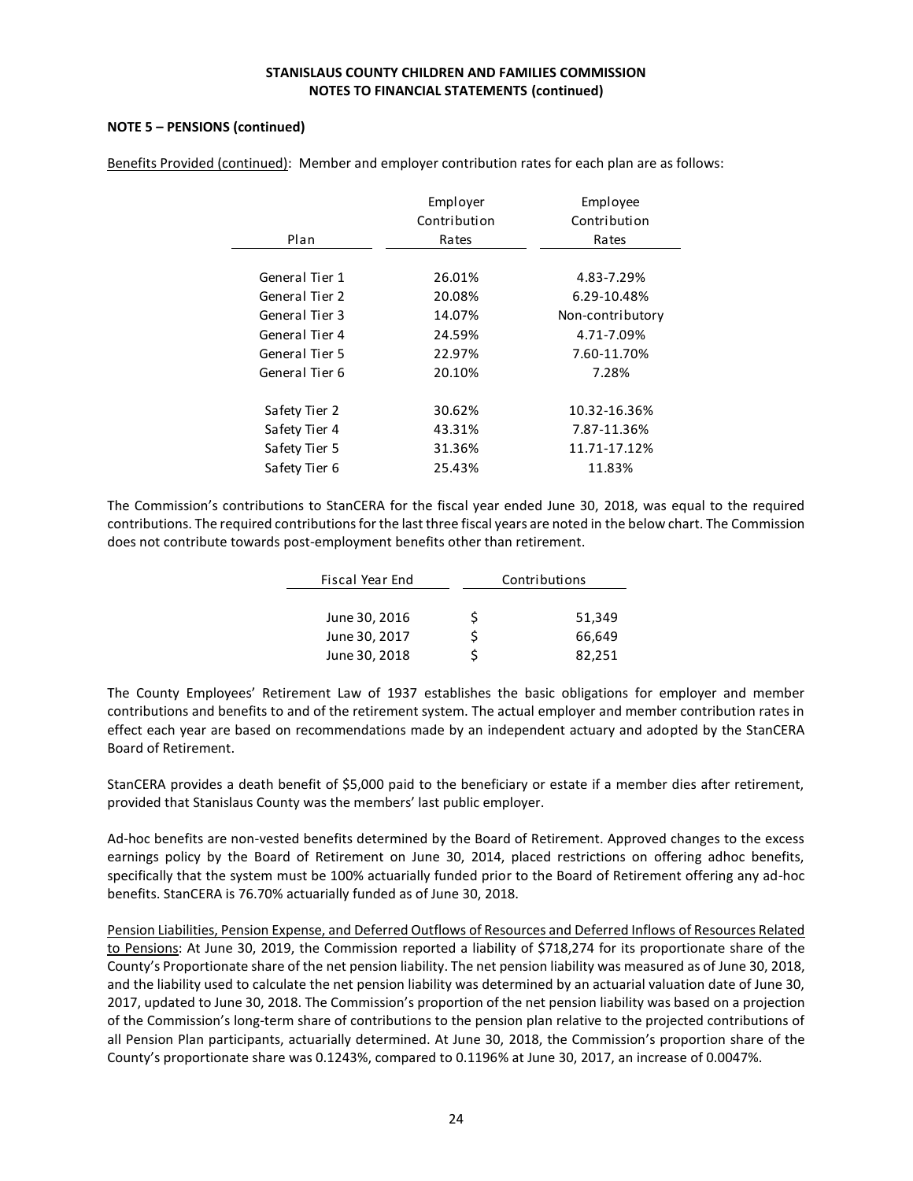**STANISLAUS COUNTY CHILDREN AND FAMILIES COMMISSION**
**NOTES TO FINANCIAL STATEMENTS (continued)**

**NOTE 5 – PENSIONS (continued)**

Benefits Provided (continued): Member and employer contribution rates for each plan are as follows:

| Plan | Employer Contribution Rates | Employee Contribution Rates |
|---|---|---|
| General Tier 1 | 26.01% | 4.83-7.29% |
| General Tier 2 | 20.08% | 6.29-10.48% |
| General Tier 3 | 14.07% | Non-contributory |
| General Tier 4 | 24.59% | 4.71-7.09% |
| General Tier 5 | 22.97% | 7.60-11.70% |
| General Tier 6 | 20.10% | 7.28% |
| Safety Tier 2 | 30.62% | 10.32-16.36% |
| Safety Tier 4 | 43.31% | 7.87-11.36% |
| Safety Tier 5 | 31.36% | 11.71-17.12% |
| Safety Tier 6 | 25.43% | 11.83% |

The Commission's contributions to StanCERA for the fiscal year ended June 30, 2018, was equal to the required contributions. The required contributions for the last three fiscal years are noted in the below chart. The Commission does not contribute towards post-employment benefits other than retirement.

| Fiscal Year End | Contributions |
|---|---|
| June 30, 2016 | $ 51,349 |
| June 30, 2017 | $ 66,649 |
| June 30, 2018 | $ 82,251 |

The County Employees' Retirement Law of 1937 establishes the basic obligations for employer and member contributions and benefits to and of the retirement system. The actual employer and member contribution rates in effect each year are based on recommendations made by an independent actuary and adopted by the StanCERA Board of Retirement.

StanCERA provides a death benefit of $5,000 paid to the beneficiary or estate if a member dies after retirement, provided that Stanislaus County was the members' last public employer.

Ad-hoc benefits are non-vested benefits determined by the Board of Retirement. Approved changes to the excess earnings policy by the Board of Retirement on June 30, 2014, placed restrictions on offering adhoc benefits, specifically that the system must be 100% actuarially funded prior to the Board of Retirement offering any ad-hoc benefits. StanCERA is 76.70% actuarially funded as of June 30, 2018.

Pension Liabilities, Pension Expense, and Deferred Outflows of Resources and Deferred Inflows of Resources Related to Pensions: At June 30, 2019, the Commission reported a liability of $718,274 for its proportionate share of the County's Proportionate share of the net pension liability. The net pension liability was measured as of June 30, 2018, and the liability used to calculate the net pension liability was determined by an actuarial valuation date of June 30, 2017, updated to June 30, 2018. The Commission's proportion of the net pension liability was based on a projection of the Commission's long-term share of contributions to the pension plan relative to the projected contributions of all Pension Plan participants, actuarially determined. At June 30, 2018, the Commission's proportion share of the County's proportionate share was 0.1243%, compared to 0.1196% at June 30, 2017, an increase of 0.0047%.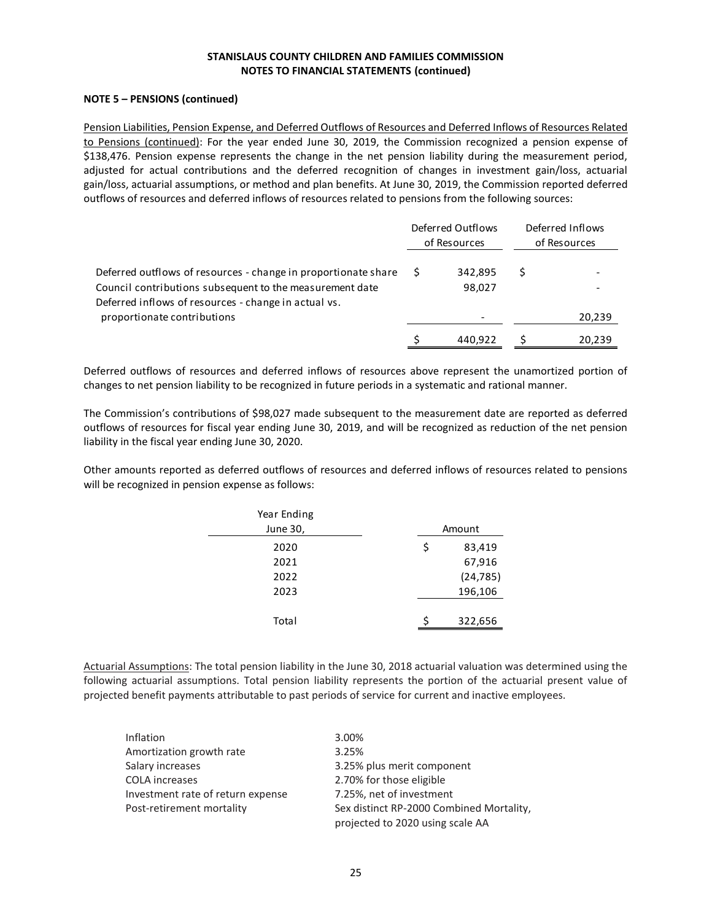## NOTE 5 – PENSIONS (continued)

Pension Liabilities, Pension Expense, and Deferred Outflows of Resources and Deferred Inflows of Resources Related to Pensions (continued): For the year ended June 30, 2019, the Commission recognized a pension expense of $138,476. Pension expense represents the change in the net pension liability during the measurement period, adjusted for actual contributions and the deferred recognition of changes in investment gain/loss, actuarial gain/loss, actuarial assumptions, or method and plan benefits. At June 30, 2019, the Commission reported deferred outflows of resources and deferred inflows of resources related to pensions from the following sources:

| | Deferred Outflows of Resources | Deferred Inflows of Resources |
|---|---|---|
| Deferred outflows of resources - change in proportionate share | $ 342,895 | $ - |
| Council contributions subsequent to the measurement date | 98,027 | - |
| Deferred inflows of resources - change in actual vs. proportionate contributions | - | 20,239 |
| | $ 440,922 | $ 20,239 |

Deferred outflows of resources and deferred inflows of resources above represent the unamortized portion of changes to net pension liability to be recognized in future periods in a systematic and rational manner.

The Commission's contributions of $98,027 made subsequent to the measurement date are reported as deferred outflows of resources for fiscal year ending June 30, 2019, and will be recognized as reduction of the net pension liability in the fiscal year ending June 30, 2020.

Other amounts reported as deferred outflows of resources and deferred inflows of resources related to pensions will be recognized in pension expense as follows:

| Year Ending June 30, | Amount |
|---|---|
| 2020 | $ 83,419 |
| 2021 | 67,916 |
| 2022 | (24,785) |
| 2023 | 196,106 |
| Total | $ 322,656 |

Actuarial Assumptions: The total pension liability in the June 30, 2018 actuarial valuation was determined using the following actuarial assumptions. Total pension liability represents the portion of the actuarial present value of projected benefit payments attributable to past periods of service for current and inactive employees.

| | |
|---|---|
| Inflation | 3.00% |
| Amortization growth rate | 3.25% |
| Salary increases | 3.25% plus merit component |
| COLA increases | 2.70% for those eligible |
| Investment rate of return expense | 7.25%, net of investment |
| Post-retirement mortality | Sex distinct RP-2000 Combined Mortality, projected to 2020 using scale AA |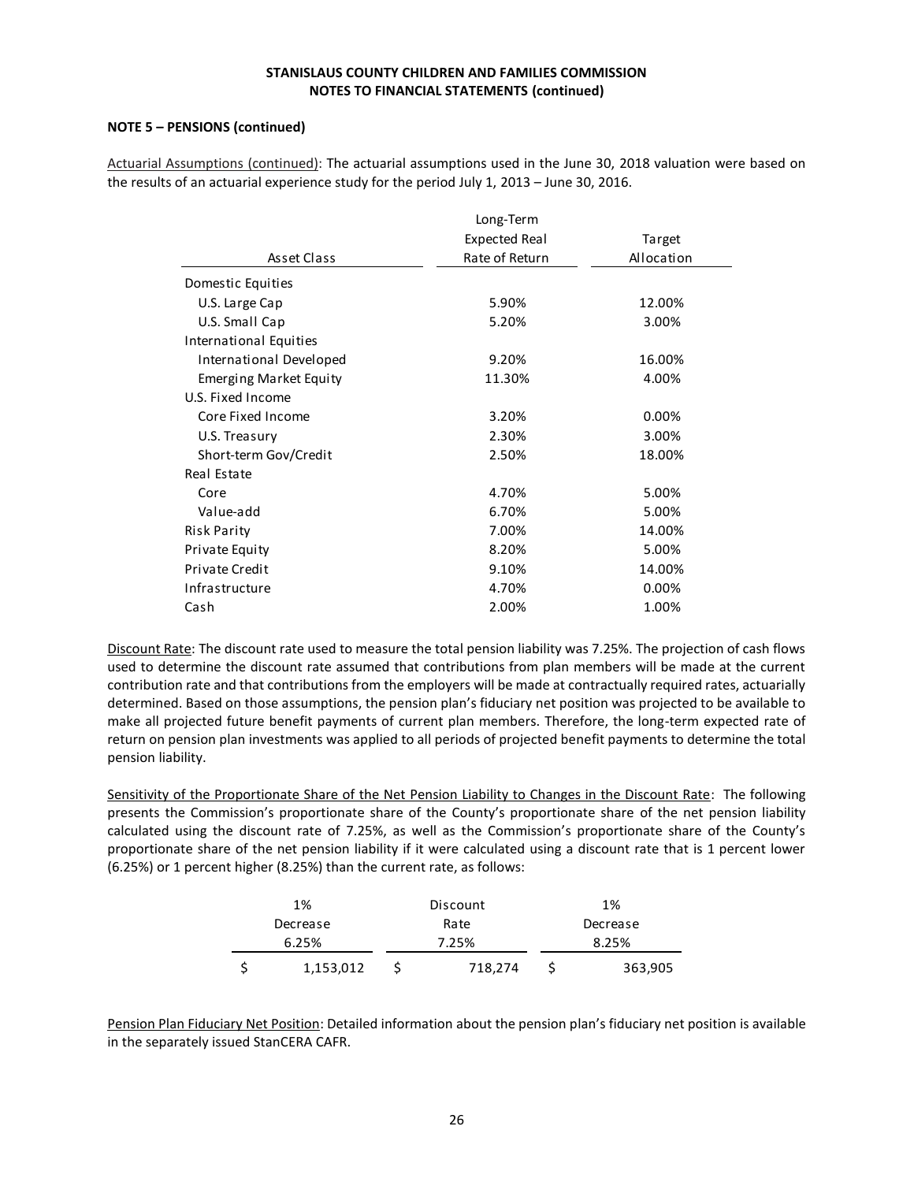**STANISLAUS COUNTY CHILDREN AND FAMILIES COMMISSION**
**NOTES TO FINANCIAL STATEMENTS (continued)**

**NOTE 5 – PENSIONS (continued)**

Actuarial Assumptions (continued): The actuarial assumptions used in the June 30, 2018 valuation were based on the results of an actuarial experience study for the period July 1, 2013 – June 30, 2016.

| Asset Class | Long-Term Expected Real Rate of Return | Target Allocation |
|---|---|---|
| Domestic Equities | | |
| U.S. Large Cap | 5.90% | 12.00% |
| U.S. Small Cap | 5.20% | 3.00% |
| International Equities | | |
| International Developed | 9.20% | 16.00% |
| Emerging Market Equity | 11.30% | 4.00% |
| U.S. Fixed Income | | |
| Core Fixed Income | 3.20% | 0.00% |
| U.S. Treasury | 2.30% | 3.00% |
| Short-term Gov/Credit | 2.50% | 18.00% |
| Real Estate | | |
| Core | 4.70% | 5.00% |
| Value-add | 6.70% | 5.00% |
| Risk Parity | 7.00% | 14.00% |
| Private Equity | 8.20% | 5.00% |
| Private Credit | 9.10% | 14.00% |
| Infrastructure | 4.70% | 0.00% |
| Cash | 2.00% | 1.00% |

Discount Rate: The discount rate used to measure the total pension liability was 7.25%. The projection of cash flows used to determine the discount rate assumed that contributions from plan members will be made at the current contribution rate and that contributions from the employers will be made at contractually required rates, actuarially determined. Based on those assumptions, the pension plan's fiduciary net position was projected to be available to make all projected future benefit payments of current plan members. Therefore, the long-term expected rate of return on pension plan investments was applied to all periods of projected benefit payments to determine the total pension liability.

Sensitivity of the Proportionate Share of the Net Pension Liability to Changes in the Discount Rate: The following presents the Commission's proportionate share of the County's proportionate share of the net pension liability calculated using the discount rate of 7.25%, as well as the Commission's proportionate share of the County's proportionate share of the net pension liability if it were calculated using a discount rate that is 1 percent lower (6.25%) or 1 percent higher (8.25%) than the current rate, as follows:

| 1% Decrease 6.25% | Discount Rate 7.25% | 1% Decrease 8.25% |
|---|---|---|
| $ 1,153,012 | $ 718,274 | $ 363,905 |

Pension Plan Fiduciary Net Position: Detailed information about the pension plan's fiduciary net position is available in the separately issued StanCERA CAFR.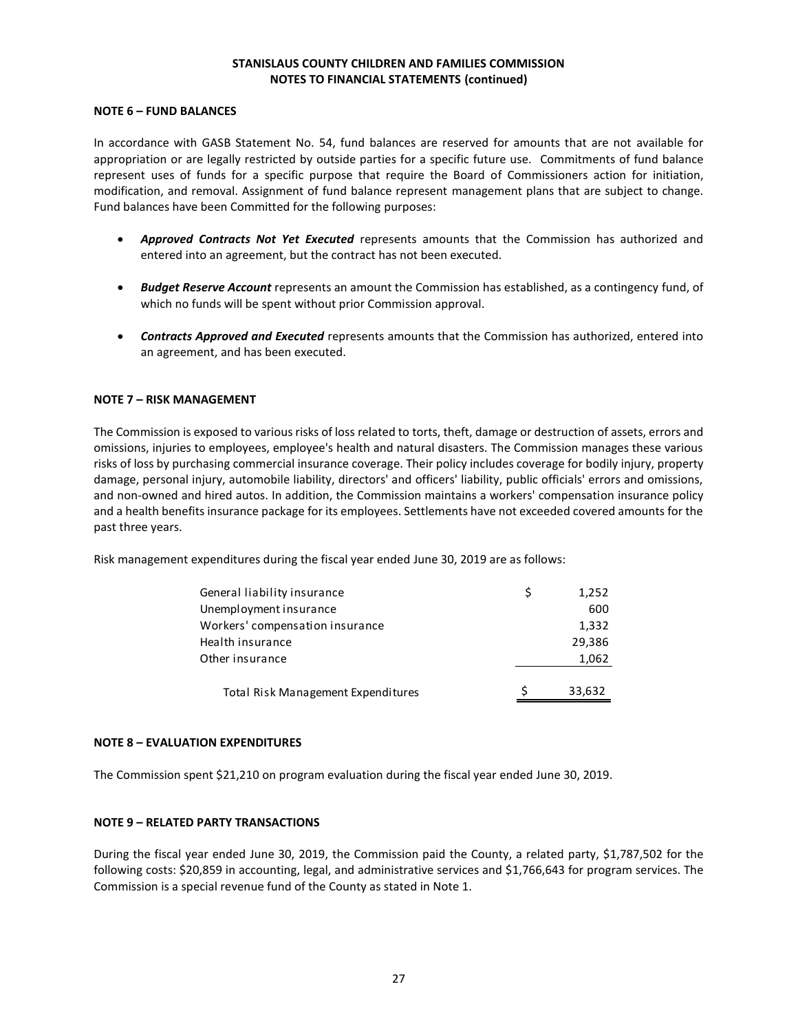**STANISLAUS COUNTY CHILDREN AND FAMILIES COMMISSION**
**NOTES TO FINANCIAL STATEMENTS (continued)**

### NOTE 6 – FUND BALANCES

In accordance with GASB Statement No. 54, fund balances are reserved for amounts that are not available for appropriation or are legally restricted by outside parties for a specific future use. Commitments of fund balance represent uses of funds for a specific purpose that require the Board of Commissioners action for initiation, modification, and removal. Assignment of fund balance represent management plans that are subject to change. Fund balances have been Committed for the following purposes:

- ***Approved Contracts Not Yet Executed*** represents amounts that the Commission has authorized and entered into an agreement, but the contract has not been executed.
- ***Budget Reserve Account*** represents an amount the Commission has established, as a contingency fund, of which no funds will be spent without prior Commission approval.
- ***Contracts Approved and Executed*** represents amounts that the Commission has authorized, entered into an agreement, and has been executed.

### NOTE 7 – RISK MANAGEMENT

The Commission is exposed to various risks of loss related to torts, theft, damage or destruction of assets, errors and omissions, injuries to employees, employee's health and natural disasters. The Commission manages these various risks of loss by purchasing commercial insurance coverage. Their policy includes coverage for bodily injury, property damage, personal injury, automobile liability, directors' and officers' liability, public officials' errors and omissions, and non-owned and hired autos. In addition, the Commission maintains a workers' compensation insurance policy and a health benefits insurance package for its employees. Settlements have not exceeded covered amounts for the past three years.

Risk management expenditures during the fiscal year ended June 30, 2019 are as follows:

| | |
|---|---|
| General liability insurance | $ 1,252 |
| Unemployment insurance | 600 |
| Workers' compensation insurance | 1,332 |
| Health insurance | 29,386 |
| Other insurance | 1,062 |
| Total Risk Management Expenditures | $ 33,632 |

### NOTE 8 – EVALUATION EXPENDITURES

The Commission spent $21,210 on program evaluation during the fiscal year ended June 30, 2019.

### NOTE 9 – RELATED PARTY TRANSACTIONS

During the fiscal year ended June 30, 2019, the Commission paid the County, a related party, $1,787,502 for the following costs: $20,859 in accounting, legal, and administrative services and $1,766,643 for program services. The Commission is a special revenue fund of the County as stated in Note 1.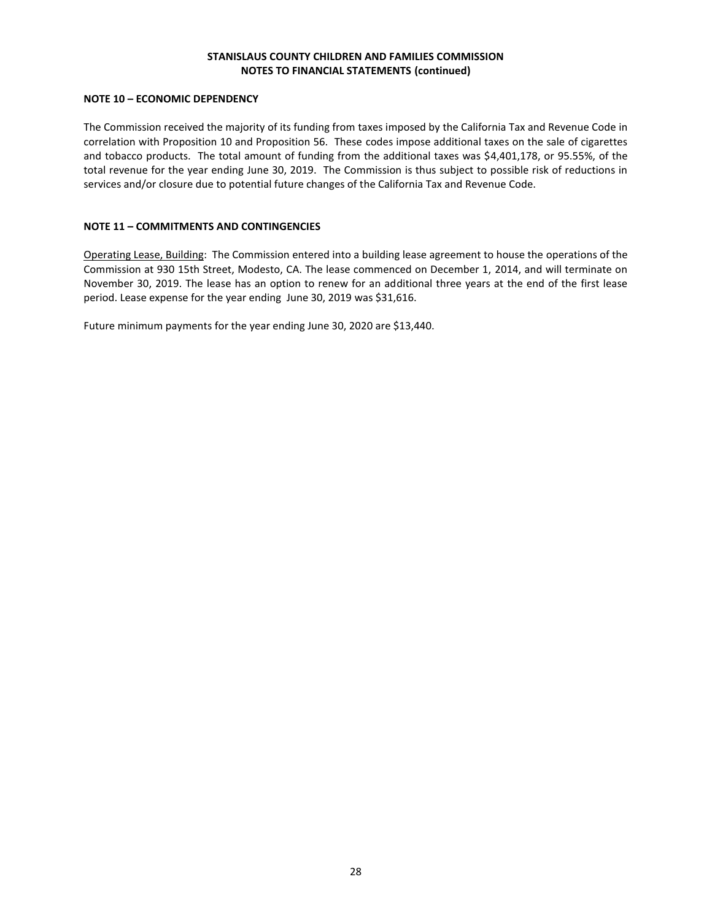**STANISLAUS COUNTY CHILDREN AND FAMILIES COMMISSION**
**NOTES TO FINANCIAL STATEMENTS (continued)**

## NOTE 10 – ECONOMIC DEPENDENCY

The Commission received the majority of its funding from taxes imposed by the California Tax and Revenue Code in correlation with Proposition 10 and Proposition 56. These codes impose additional taxes on the sale of cigarettes and tobacco products. The total amount of funding from the additional taxes was $4,401,178, or 95.55%, of the total revenue for the year ending June 30, 2019. The Commission is thus subject to possible risk of reductions in services and/or closure due to potential future changes of the California Tax and Revenue Code.

## NOTE 11 – COMMITMENTS AND CONTINGENCIES

Operating Lease, Building: The Commission entered into a building lease agreement to house the operations of the Commission at 930 15th Street, Modesto, CA. The lease commenced on December 1, 2014, and will terminate on November 30, 2019. The lease has an option to renew for an additional three years at the end of the first lease period. Lease expense for the year ending June 30, 2019 was $31,616.

Future minimum payments for the year ending June 30, 2020 are $13,440.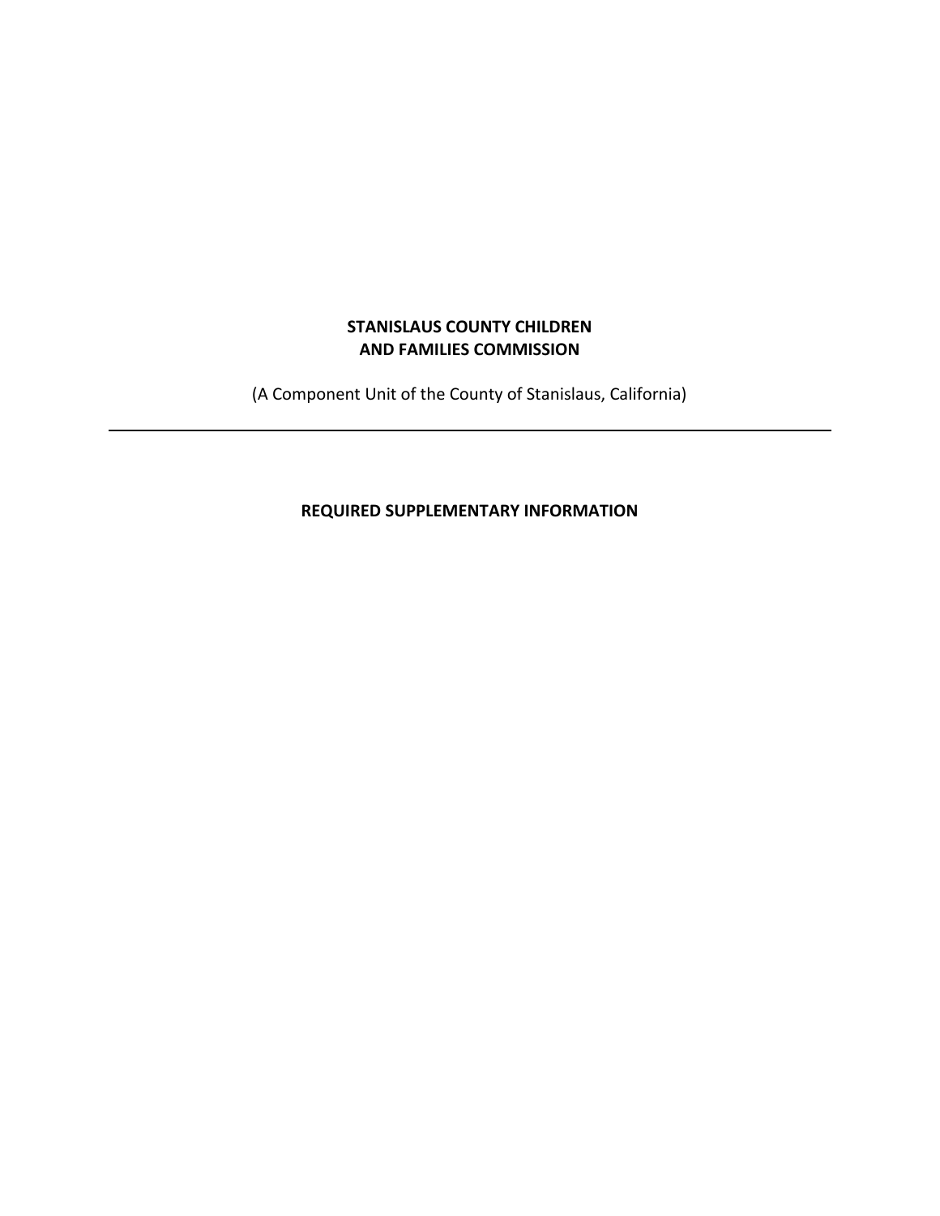**STANISLAUS COUNTY CHILDREN AND FAMILIES COMMISSION**

(A Component Unit of the County of Stanislaus, California)

---

**REQUIRED SUPPLEMENTARY INFORMATION**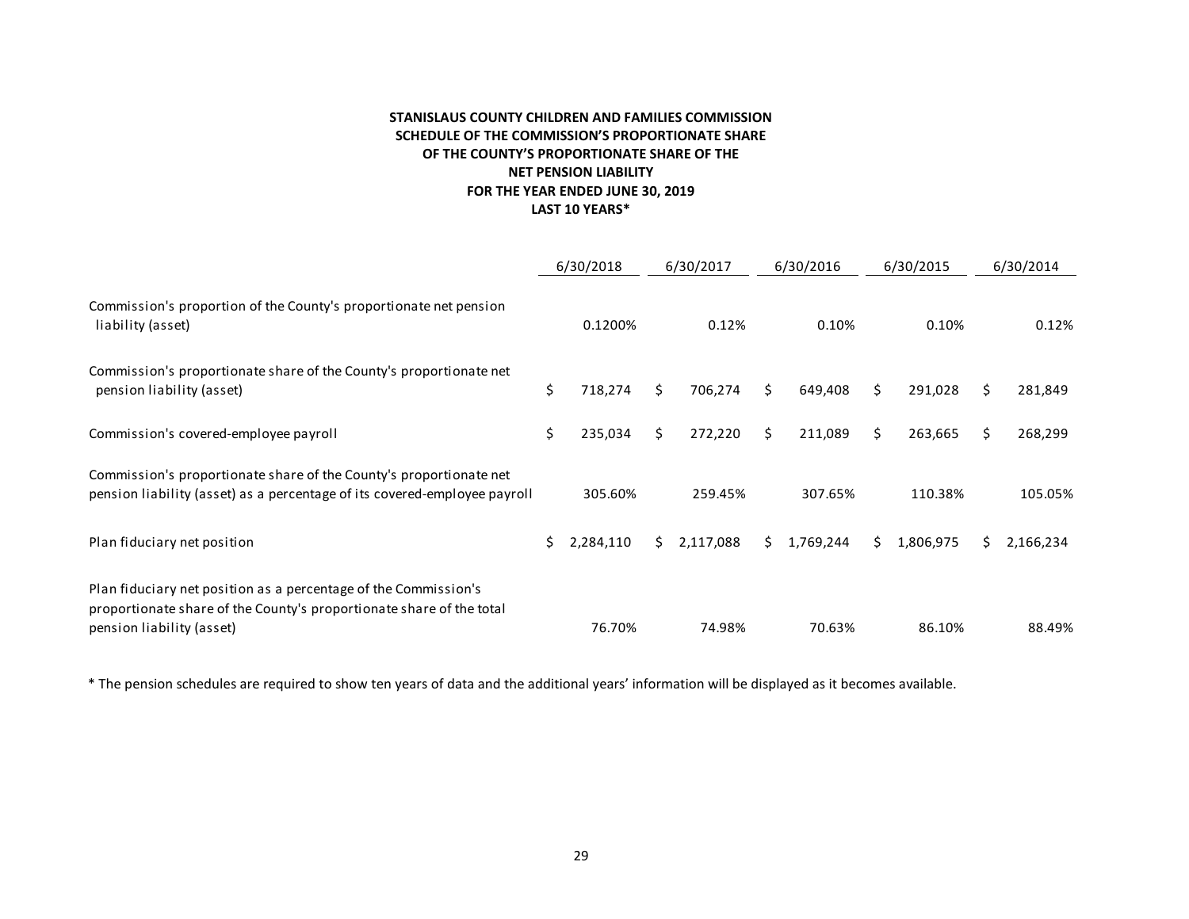**STANISLAUS COUNTY CHILDREN AND FAMILIES COMMISSION**
**SCHEDULE OF THE COMMISSION'S PROPORTIONATE SHARE**
**OF THE COUNTY'S PROPORTIONATE SHARE OF THE**
**NET PENSION LIABILITY**
**FOR THE YEAR ENDED JUNE 30, 2019**
**LAST 10 YEARS***

| | 6/30/2018 | 6/30/2017 | 6/30/2016 | 6/30/2015 | 6/30/2014 |
|---|---|---|---|---|---|
| Commission's proportion of the County's proportionate net pension liability (asset) | 0.1200% | 0.12% | 0.10% | 0.10% | 0.12% |
| Commission's proportionate share of the County's proportionate net pension liability (asset) | $ 718,274 | $ 706,274 | $ 649,408 | $ 291,028 | $ 281,849 |
| Commission's covered-employee payroll | $ 235,034 | $ 272,220 | $ 211,089 | $ 263,665 | $ 268,299 |
| Commission's proportionate share of the County's proportionate net pension liability (asset) as a percentage of its covered-employee payroll | 305.60% | 259.45% | 307.65% | 110.38% | 105.05% |
| Plan fiduciary net position | $ 2,284,110 | $ 2,117,088 | $ 1,769,244 | $ 1,806,975 | $ 2,166,234 |
| Plan fiduciary net position as a percentage of the Commission's proportionate share of the County's proportionate share of the total pension liability (asset) | 76.70% | 74.98% | 70.63% | 86.10% | 88.49% |

* The pension schedules are required to show ten years of data and the additional years' information will be displayed as it becomes available.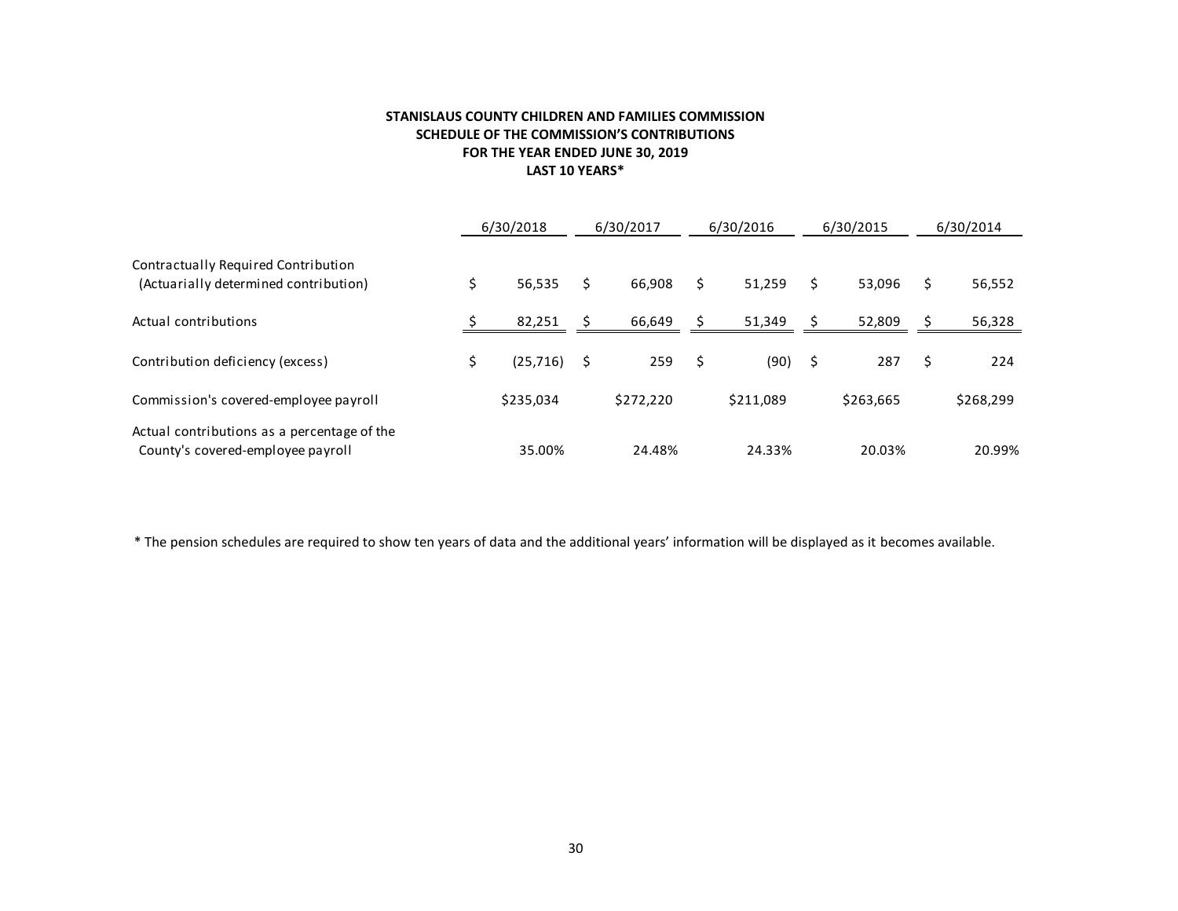**STANISLAUS COUNTY CHILDREN AND FAMILIES COMMISSION**
**SCHEDULE OF THE COMMISSION'S CONTRIBUTIONS**
**FOR THE YEAR ENDED JUNE 30, 2019**
**LAST 10 YEARS***

| | 6/30/2018 | 6/30/2017 | 6/30/2016 | 6/30/2015 | 6/30/2014 |
|---|---|---|---|---|---|
| Contractually Required Contribution (Actuarially determined contribution) | $ 56,535 | $ 66,908 | $ 51,259 | $ 53,096 | $ 56,552 |
| Actual contributions | $ 82,251 | $ 66,649 | $ 51,349 | $ 52,809 | $ 56,328 |
| Contribution deficiency (excess) | $ (25,716) | $ 259 | $ (90) | $ 287 | $ 224 |
| Commission's covered-employee payroll | $235,034 | $272,220 | $211,089 | $263,665 | $268,299 |
| Actual contributions as a percentage of the County's covered-employee payroll | 35.00% | 24.48% | 24.33% | 20.03% | 20.99% |

* The pension schedules are required to show ten years of data and the additional years' information will be displayed as it becomes available.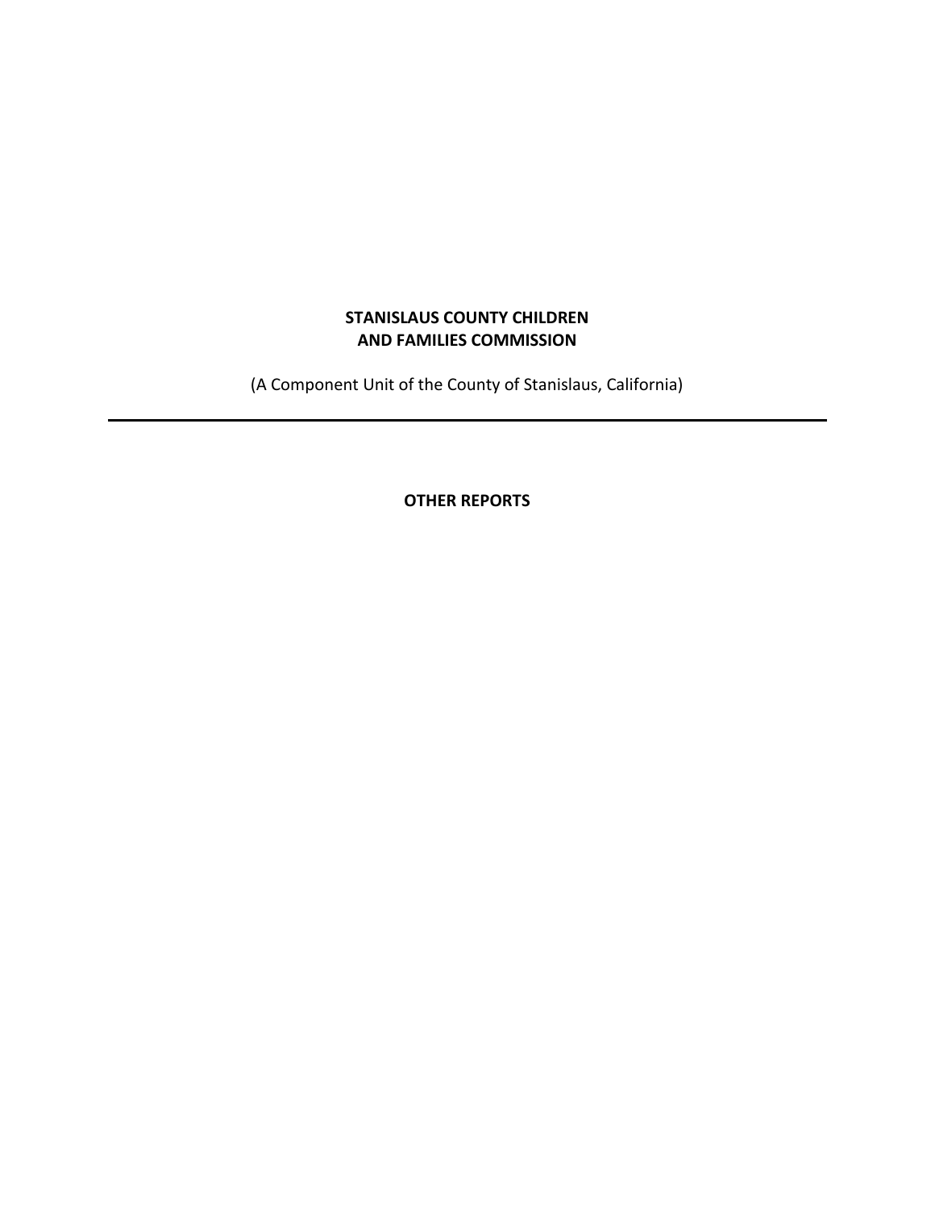**STANISLAUS COUNTY CHILDREN AND FAMILIES COMMISSION**

(A Component Unit of the County of Stanislaus, California)

---

**OTHER REPORTS**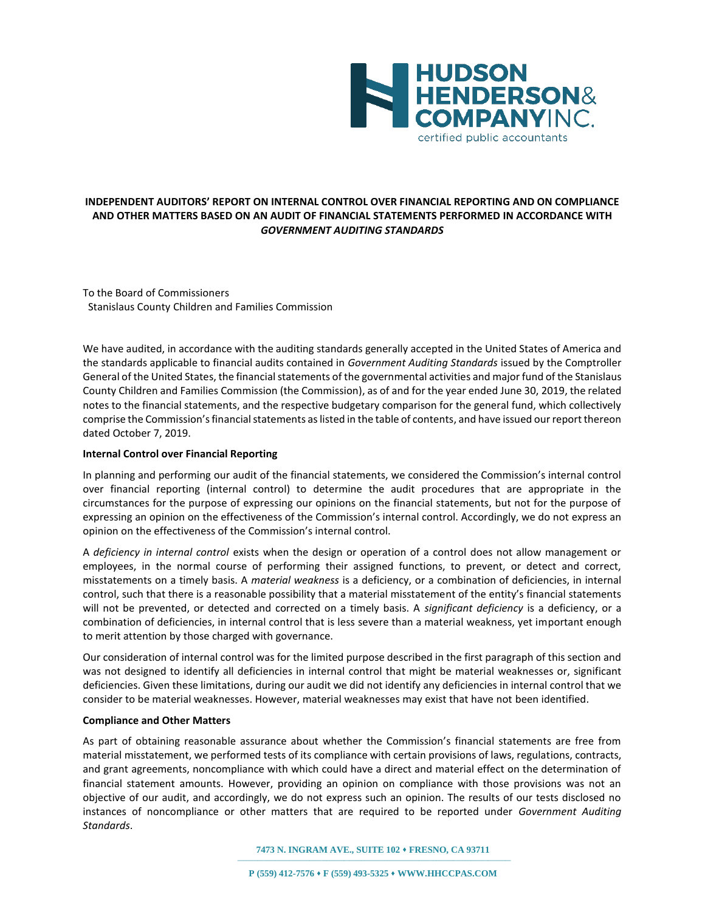**HUDSON HENDERSON & COMPANY INC.**
certified public accountants

# INDEPENDENT AUDITORS' REPORT ON INTERNAL CONTROL OVER FINANCIAL REPORTING AND ON COMPLIANCE AND OTHER MATTERS BASED ON AN AUDIT OF FINANCIAL STATEMENTS PERFORMED IN ACCORDANCE WITH *GOVERNMENT AUDITING STANDARDS*

To the Board of Commissioners
Stanislaus County Children and Families Commission

We have audited, in accordance with the auditing standards generally accepted in the United States of America and the standards applicable to financial audits contained in *Government Auditing Standards* issued by the Comptroller General of the United States, the financial statements of the governmental activities and major fund of the Stanislaus County Children and Families Commission (the Commission), as of and for the year ended June 30, 2019, the related notes to the financial statements, and the respective budgetary comparison for the general fund, which collectively comprise the Commission's financial statements as listed in the table of contents, and have issued our report thereon dated October 7, 2019.

**Internal Control over Financial Reporting**

In planning and performing our audit of the financial statements, we considered the Commission's internal control over financial reporting (internal control) to determine the audit procedures that are appropriate in the circumstances for the purpose of expressing our opinions on the financial statements, but not for the purpose of expressing an opinion on the effectiveness of the Commission's internal control. Accordingly, we do not express an opinion on the effectiveness of the Commission's internal control.

A *deficiency in internal control* exists when the design or operation of a control does not allow management or employees, in the normal course of performing their assigned functions, to prevent, or detect and correct, misstatements on a timely basis. A *material weakness* is a deficiency, or a combination of deficiencies, in internal control, such that there is a reasonable possibility that a material misstatement of the entity's financial statements will not be prevented, or detected and corrected on a timely basis. A *significant deficiency* is a deficiency, or a combination of deficiencies, in internal control that is less severe than a material weakness, yet important enough to merit attention by those charged with governance.

Our consideration of internal control was for the limited purpose described in the first paragraph of this section and was not designed to identify all deficiencies in internal control that might be material weaknesses or, significant deficiencies. Given these limitations, during our audit we did not identify any deficiencies in internal control that we consider to be material weaknesses. However, material weaknesses may exist that have not been identified.

**Compliance and Other Matters**

As part of obtaining reasonable assurance about whether the Commission's financial statements are free from material misstatement, we performed tests of its compliance with certain provisions of laws, regulations, contracts, and grant agreements, noncompliance with which could have a direct and material effect on the determination of financial statement amounts. However, providing an opinion on compliance with those provisions was not an objective of our audit, and accordingly, we do not express such an opinion. The results of our tests disclosed no instances of noncompliance or other matters that are required to be reported under *Government Auditing Standards*.

7473 N. INGRAM AVE., SUITE 102 ⬩ FRESNO, CA 93711

P (559) 412-7576 ⬩ F (559) 493-5325 ⬩ WWW.HHCCPAS.COM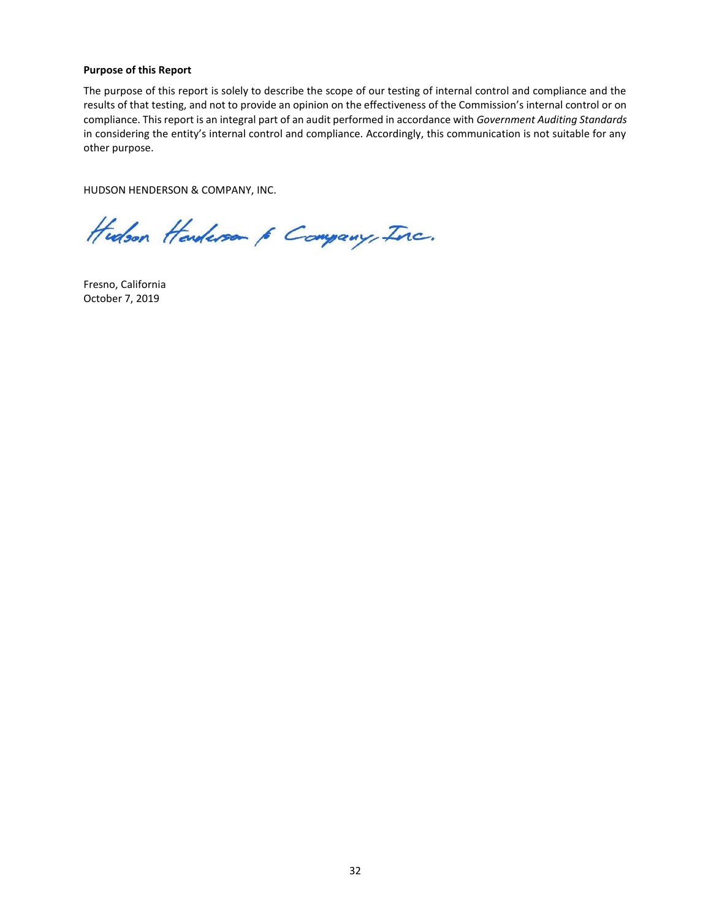**Purpose of this Report**

The purpose of this report is solely to describe the scope of our testing of internal control and compliance and the results of that testing, and not to provide an opinion on the effectiveness of the Commission's internal control or on compliance. This report is an integral part of an audit performed in accordance with *Government Auditing Standards* in considering the entity's internal control and compliance. Accordingly, this communication is not suitable for any other purpose.

HUDSON HENDERSON & COMPANY, INC.

Hudson Henderson & Company, Inc.

Fresno, California
October 7, 2019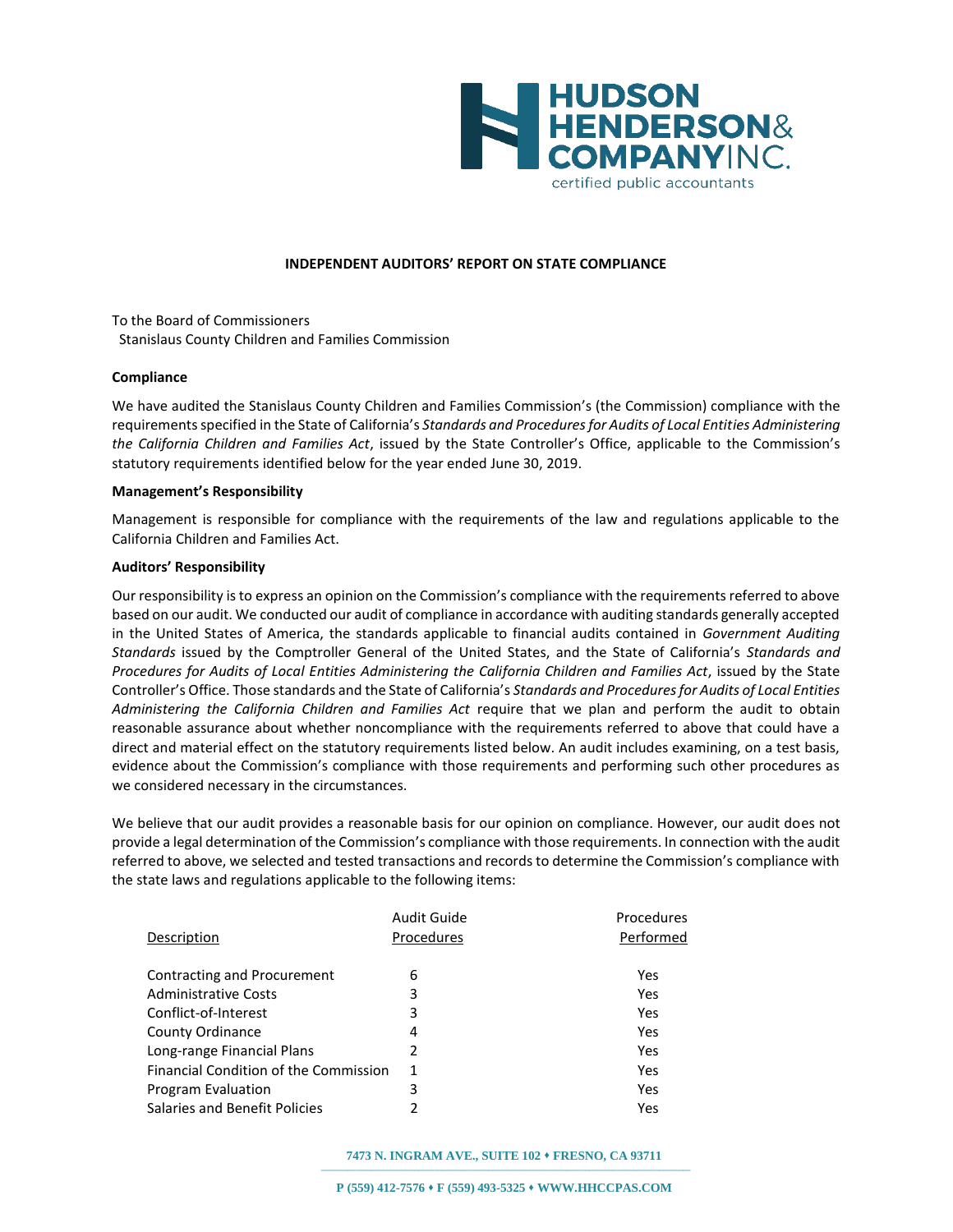# INDEPENDENT AUDITORS' REPORT ON STATE COMPLIANCE

To the Board of Commissioners
Stanislaus County Children and Families Commission

**Compliance**

We have audited the Stanislaus County Children and Families Commission's (the Commission) compliance with the requirements specified in the State of California's *Standards and Procedures for Audits of Local Entities Administering the California Children and Families Act*, issued by the State Controller's Office, applicable to the Commission's statutory requirements identified below for the year ended June 30, 2019.

**Management's Responsibility**

Management is responsible for compliance with the requirements of the law and regulations applicable to the California Children and Families Act.

**Auditors' Responsibility**

Our responsibility is to express an opinion on the Commission's compliance with the requirements referred to above based on our audit. We conducted our audit of compliance in accordance with auditing standards generally accepted in the United States of America, the standards applicable to financial audits contained in *Government Auditing Standards* issued by the Comptroller General of the United States, and the State of California's *Standards and Procedures for Audits of Local Entities Administering the California Children and Families Act*, issued by the State Controller's Office. Those standards and the State of California's *Standards and Procedures for Audits of Local Entities Administering the California Children and Families Act* require that we plan and perform the audit to obtain reasonable assurance about whether noncompliance with the requirements referred to above that could have a direct and material effect on the statutory requirements listed below. An audit includes examining, on a test basis, evidence about the Commission's compliance with those requirements and performing such other procedures as we considered necessary in the circumstances.

We believe that our audit provides a reasonable basis for our opinion on compliance. However, our audit does not provide a legal determination of the Commission's compliance with those requirements. In connection with the audit referred to above, we selected and tested transactions and records to determine the Commission's compliance with the state laws and regulations applicable to the following items:

| Description | Audit Guide Procedures | Procedures Performed |
|---|---|---|
| Contracting and Procurement | 6 | Yes |
| Administrative Costs | 3 | Yes |
| Conflict-of-Interest | 3 | Yes |
| County Ordinance | 4 | Yes |
| Long-range Financial Plans | 2 | Yes |
| Financial Condition of the Commission | 1 | Yes |
| Program Evaluation | 3 | Yes |
| Salaries and Benefit Policies | 2 | Yes |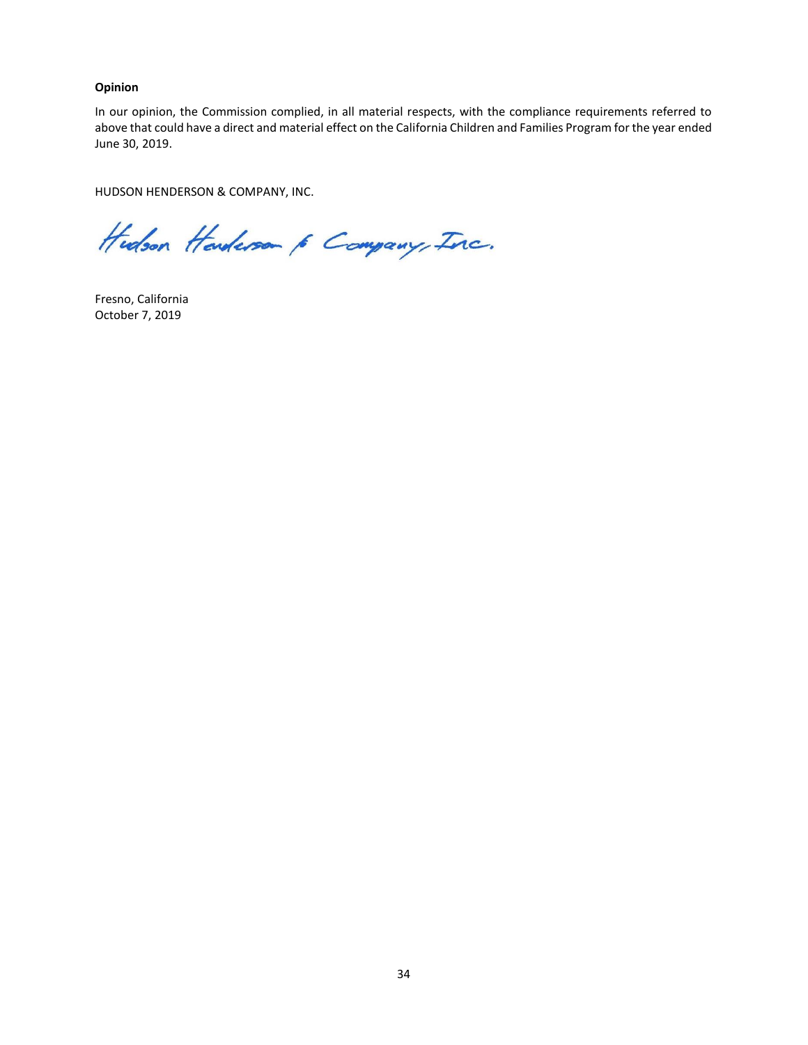**Opinion**

In our opinion, the Commission complied, in all material respects, with the compliance requirements referred to above that could have a direct and material effect on the California Children and Families Program for the year ended June 30, 2019.

HUDSON HENDERSON & COMPANY, INC.

Hudson Henderson & Company, Inc.

Fresno, California
October 7, 2019